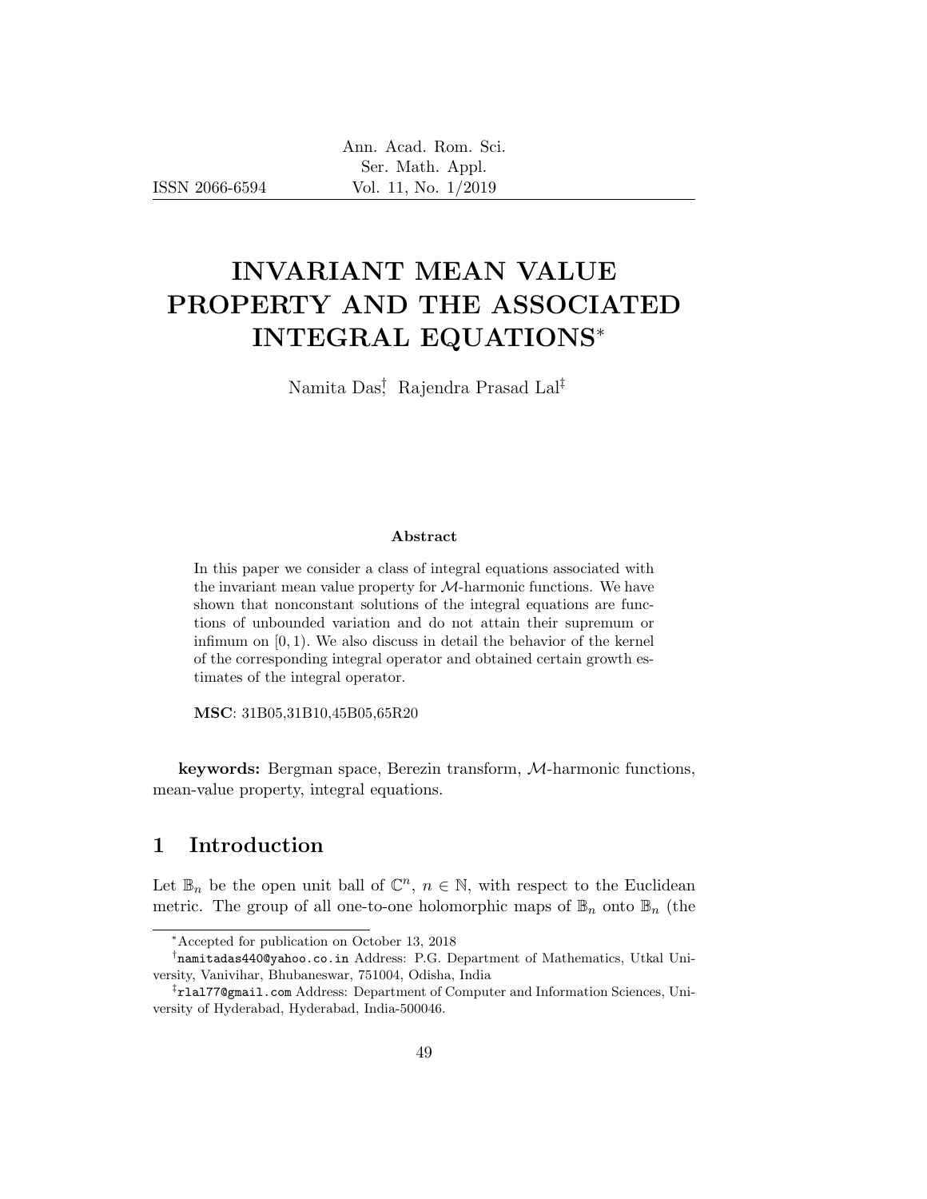# INVARIANT MEAN VALUE PROPERTY AND THE ASSOCIATED INTEGRAL EQUATIONS*

Namita Das[†], Rajendra Prasad Lal[‡]

### Abstract

In this paper we consider a class of integral equations associated with the invariant mean value property for $\mathcal{M}$-harmonic functions. We have shown that nonconstant solutions of the integral equations are functions of unbounded variation and do not attain their supremum or infimum on $[0, 1)$. We also discuss in detail the behavior of the kernel of the corresponding integral operator and obtained certain growth estimates of the integral operator.

**MSC**: 31B05,31B10,45B05,65R20

**keywords:** Bergman space, Berezin transform, $\mathcal{M}$-harmonic functions, mean-value property, integral equations.

## 1 Introduction

Let $\mathbb{B}_n$ be the open unit ball of $\mathbb{C}^n$, $n \in \mathbb{N}$, with respect to the Euclidean metric. The group of all one-to-one holomorphic maps of $\mathbb{B}_n$ onto $\mathbb{B}_n$ (the

---

*Accepted for publication on October 13, 2018

[†]namitadas440@yahoo.co.in Address: P.G. Department of Mathematics, Utkal University, Vanivihar, Bhubaneswar, 751004, Odisha, India

[‡]rlal77@gmail.com Address: Department of Computer and Information Sciences, University of Hyderabad, Hyderabad, India-500046.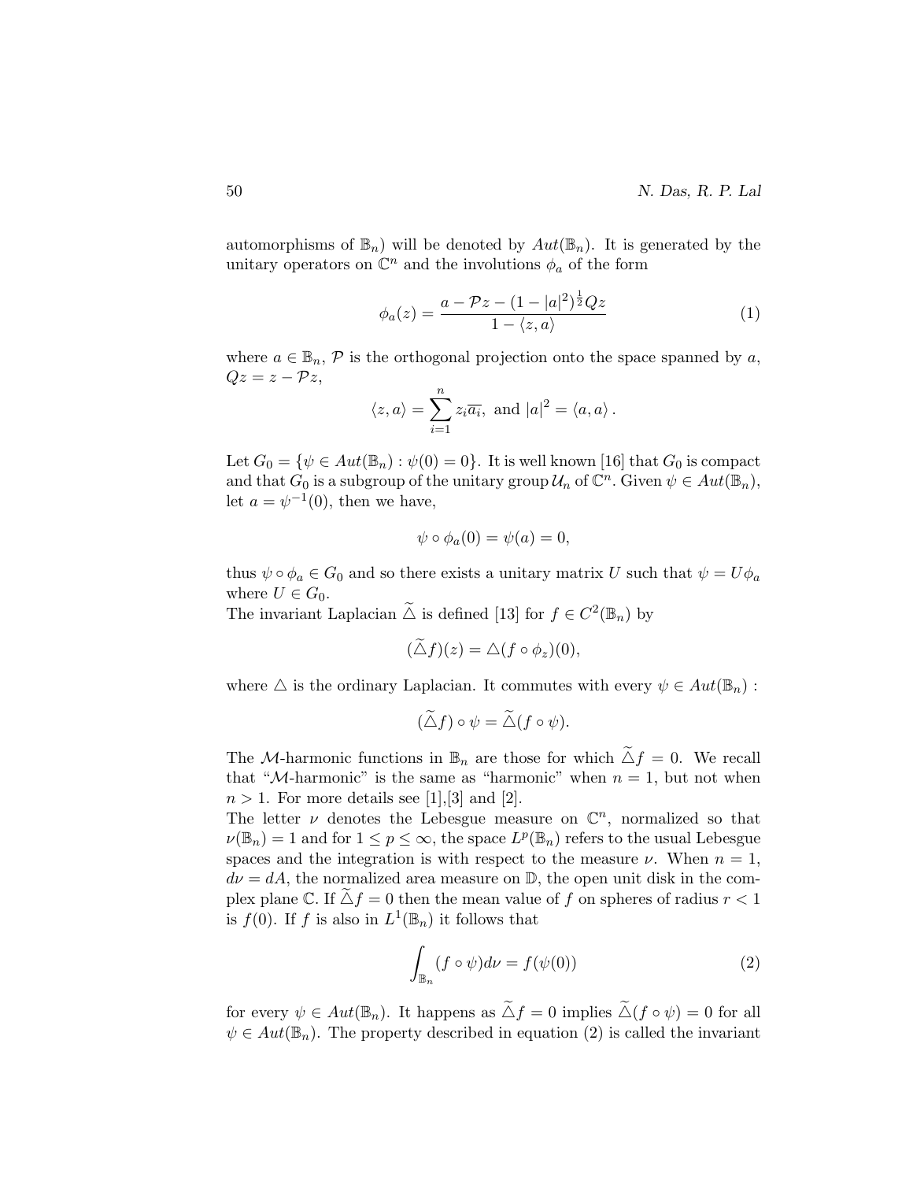automorphisms of $\mathbb{B}_n$) will be denoted by $Aut(\mathbb{B}_n)$. It is generated by the unitary operators on $\mathbb{C}^n$ and the involutions $\phi_a$ of the form

$$\phi_a(z) = \frac{a - \mathcal{P}z - (1 - |a|^2)^{\frac{1}{2}} Qz}{1 - \langle z, a \rangle} \tag{1}$$

where $a \in \mathbb{B}_n$, $\mathcal{P}$ is the orthogonal projection onto the space spanned by $a$, $Qz = z - \mathcal{P}z$,

$$\langle z, a \rangle = \sum_{i=1}^{n} z_i \overline{a_i}, \text{ and } |a|^2 = \langle a, a \rangle .$$

Let $G_0 = \{\psi \in Aut(\mathbb{B}_n) : \psi(0) = 0\}$. It is well known [16] that $G_0$ is compact and that $G_0$ is a subgroup of the unitary group $\mathcal{U}_n$ of $\mathbb{C}^n$. Given $\psi \in Aut(\mathbb{B}_n)$, let $a = \psi^{-1}(0)$, then we have,

$$\psi \circ \phi_a(0) = \psi(a) = 0,$$

thus $\psi \circ \phi_a \in G_0$ and so there exists a unitary matrix $U$ such that $\psi = U\phi_a$ where $U \in G_0$.
The invariant Laplacian $\widetilde{\triangle}$ is defined [13] for $f \in C^2(\mathbb{B}_n)$ by

$$(\widetilde{\triangle} f)(z) = \triangle(f \circ \phi_z)(0),$$

where $\triangle$ is the ordinary Laplacian. It commutes with every $\psi \in Aut(\mathbb{B}_n)$ :

$$(\widetilde{\triangle} f) \circ \psi = \widetilde{\triangle}(f \circ \psi).$$

The $\mathcal{M}$-harmonic functions in $\mathbb{B}_n$ are those for which $\widetilde{\triangle} f = 0$. We recall that "$\mathcal{M}$-harmonic" is the same as "harmonic" when $n = 1$, but not when $n > 1$. For more details see [1],[3] and [2].
The letter $\nu$ denotes the Lebesgue measure on $\mathbb{C}^n$, normalized so that $\nu(\mathbb{B}_n) = 1$ and for $1 \leq p \leq \infty$, the space $L^p(\mathbb{B}_n)$ refers to the usual Lebesgue spaces and the integration is with respect to the measure $\nu$. When $n = 1$, $d\nu = dA$, the normalized area measure on $\mathbb{D}$, the open unit disk in the complex plane $\mathbb{C}$. If $\widetilde{\triangle} f = 0$ then the mean value of $f$ on spheres of radius $r < 1$ is $f(0)$. If $f$ is also in $L^1(\mathbb{B}_n)$ it follows that

$$\int_{\mathbb{B}_n} (f \circ \psi) d\nu = f(\psi(0)) \tag{2}$$

for every $\psi \in Aut(\mathbb{B}_n)$. It happens as $\widetilde{\triangle} f = 0$ implies $\widetilde{\triangle}(f \circ \psi) = 0$ for all $\psi \in Aut(\mathbb{B}_n)$. The property described in equation (2) is called the invariant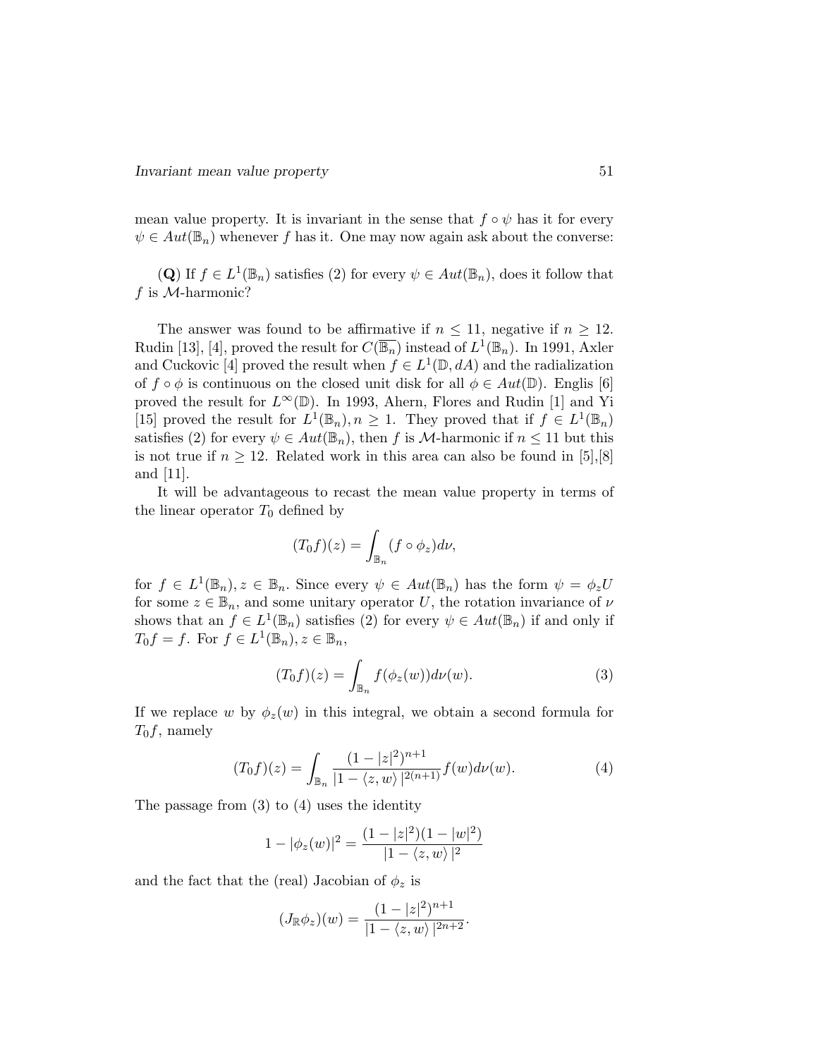mean value property. It is invariant in the sense that $f \circ \psi$ has it for every $\psi \in Aut(\mathbb{B}_n)$ whenever $f$ has it. One may now again ask about the converse:

(**Q**) If $f \in L^1(\mathbb{B}_n)$ satisfies (2) for every $\psi \in Aut(\mathbb{B}_n)$, does it follow that $f$ is $\mathcal{M}$-harmonic?

The answer was found to be affirmative if $n \leq 11$, negative if $n \geq 12$. Rudin [13], [4], proved the result for $C(\overline{\mathbb{B}_n})$ instead of $L^1(\mathbb{B}_n)$. In 1991, Axler and Cuckovic [4] proved the result when $f \in L^1(\mathbb{D}, dA)$ and the radialization of $f \circ \phi$ is continuous on the closed unit disk for all $\phi \in Aut(\mathbb{D})$. Englis [6] proved the result for $L^\infty(\mathbb{D})$. In 1993, Ahern, Flores and Rudin [1] and Yi [15] proved the result for $L^1(\mathbb{B}_n), n \geq 1$. They proved that if $f \in L^1(\mathbb{B}_n)$ satisfies (2) for every $\psi \in Aut(\mathbb{B}_n)$, then $f$ is $\mathcal{M}$-harmonic if $n \leq 11$ but this is not true if $n \geq 12$. Related work in this area can also be found in [5],[8] and [11].

It will be advantageous to recast the mean value property in terms of the linear operator $T_0$ defined by

$$(T_0 f)(z) = \int_{\mathbb{B}_n} (f \circ \phi_z) d\nu,$$

for $f \in L^1(\mathbb{B}_n), z \in \mathbb{B}_n$. Since every $\psi \in Aut(\mathbb{B}_n)$ has the form $\psi = \phi_z U$ for some $z \in \mathbb{B}_n$, and some unitary operator $U$, the rotation invariance of $\nu$ shows that an $f \in L^1(\mathbb{B}_n)$ satisfies (2) for every $\psi \in Aut(\mathbb{B}_n)$ if and only if $T_0 f = f$. For $f \in L^1(\mathbb{B}_n), z \in \mathbb{B}_n$,

$$(T_0 f)(z) = \int_{\mathbb{B}_n} f(\phi_z(w)) d\nu(w). \tag{3}$$

If we replace $w$ by $\phi_z(w)$ in this integral, we obtain a second formula for $T_0 f$, namely

$$(T_0 f)(z) = \int_{\mathbb{B}_n} \frac{(1-|z|^2)^{n+1}}{|1 - \langle z, w \rangle|^{2(n+1)}} f(w) d\nu(w). \tag{4}$$

The passage from (3) to (4) uses the identity

$$1 - |\phi_z(w)|^2 = \frac{(1-|z|^2)(1-|w|^2)}{|1 - \langle z, w \rangle|^2}$$

and the fact that the (real) Jacobian of $\phi_z$ is

$$(J_{\mathbb{R}} \phi_z)(w) = \frac{(1-|z|^2)^{n+1}}{|1 - \langle z, w \rangle|^{2n+2}}.$$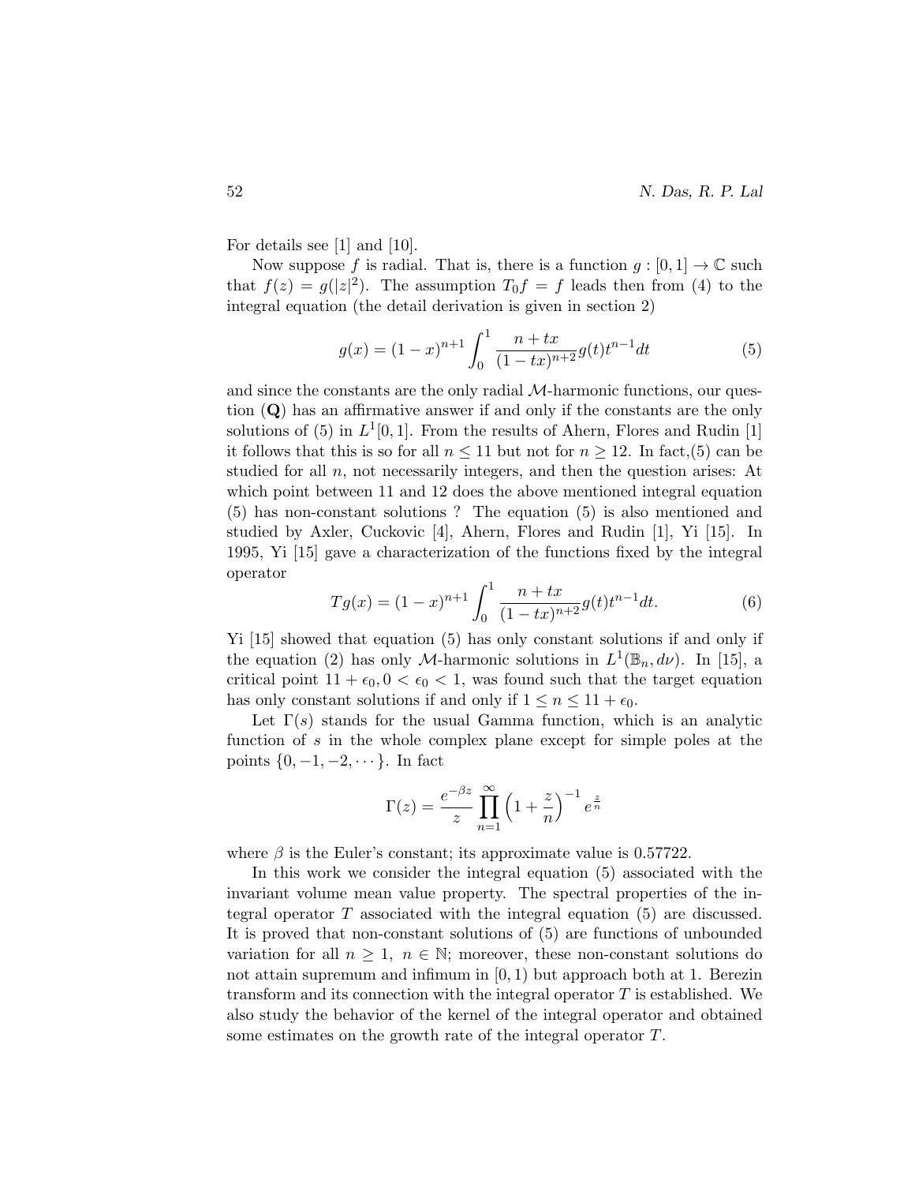For details see [1] and [10].

Now suppose $f$ is radial. That is, there is a function $g : [0,1] \to \mathbb{C}$ such that $f(z) = g(|z|^2)$. The assumption $T_0 f = f$ leads then from (4) to the integral equation (the detail derivation is given in section 2)

$$g(x) = (1-x)^{n+1} \int_0^1 \frac{n+tx}{(1-tx)^{n+2}} g(t) t^{n-1} dt \tag{5}$$

and since the constants are the only radial $\mathcal{M}$-harmonic functions, our question (**Q**) has an affirmative answer if and only if the constants are the only solutions of (5) in $L^1[0,1]$. From the results of Ahern, Flores and Rudin [1] it follows that this is so for all $n \leq 11$ but not for $n \geq 12$. In fact,(5) can be studied for all $n$, not necessarily integers, and then the question arises: At which point between 11 and 12 does the above mentioned integral equation (5) has non-constant solutions ? The equation (5) is also mentioned and studied by Axler, Cuckovic [4], Ahern, Flores and Rudin [1], Yi [15]. In 1995, Yi [15] gave a characterization of the functions fixed by the integral operator

$$Tg(x) = (1-x)^{n+1} \int_0^1 \frac{n+tx}{(1-tx)^{n+2}} g(t) t^{n-1} dt. \tag{6}$$

Yi [15] showed that equation (5) has only constant solutions if and only if the equation (2) has only $\mathcal{M}$-harmonic solutions in $L^1(\mathbb{B}_n, d\nu)$. In [15], a critical point $11 + \epsilon_0, 0 < \epsilon_0 < 1$, was found such that the target equation has only constant solutions if and only if $1 \leq n \leq 11 + \epsilon_0$.

Let $\Gamma(s)$ stands for the usual Gamma function, which is an analytic function of $s$ in the whole complex plane except for simple poles at the points $\{0, -1, -2, \cdots\}$. In fact

$$\Gamma(z) = \frac{e^{-\beta z}}{z} \prod_{n=1}^{\infty} \left(1 + \frac{z}{n}\right)^{-1} e^{\frac{z}{n}}$$

where $\beta$ is the Euler's constant; its approximate value is 0.57722.

In this work we consider the integral equation (5) associated with the invariant volume mean value property. The spectral properties of the integral operator $T$ associated with the integral equation (5) are discussed. It is proved that non-constant solutions of (5) are functions of unbounded variation for all $n \geq 1$, $n \in \mathbb{N}$; moreover, these non-constant solutions do not attain supremum and infimum in $[0,1)$ but approach both at 1. Berezin transform and its connection with the integral operator $T$ is established. We also study the behavior of the kernel of the integral operator and obtained some estimates on the growth rate of the integral operator $T$.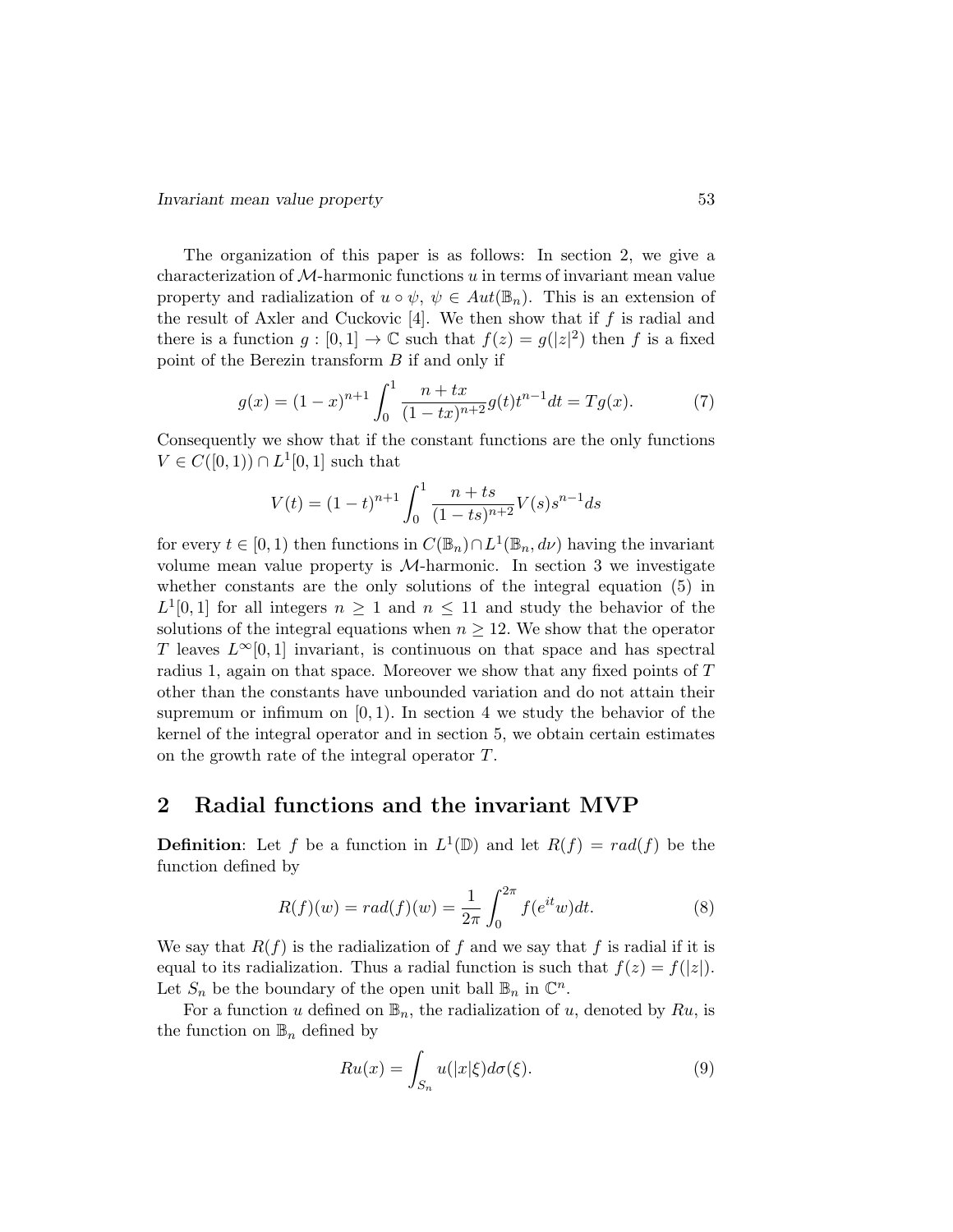The organization of this paper is as follows: In section 2, we give a characterization of $\mathcal{M}$-harmonic functions $u$ in terms of invariant mean value property and radialization of $u \circ \psi$, $\psi \in Aut(\mathbb{B}_n)$. This is an extension of the result of Axler and Cuckovic [4]. We then show that if $f$ is radial and there is a function $g : [0,1] \to \mathbb{C}$ such that $f(z) = g(|z|^2)$ then $f$ is a fixed point of the Berezin transform $B$ if and only if

$$g(x) = (1-x)^{n+1} \int_0^1 \frac{n+tx}{(1-tx)^{n+2}} g(t) t^{n-1} dt = Tg(x). \tag{7}$$

Consequently we show that if the constant functions are the only functions $V \in C([0,1)) \cap L^1[0,1]$ such that

$$V(t) = (1-t)^{n+1} \int_0^1 \frac{n+ts}{(1-ts)^{n+2}} V(s) s^{n-1} ds$$

for every $t \in [0,1)$ then functions in $C(\mathbb{B}_n) \cap L^1(\mathbb{B}_n, d\nu)$ having the invariant volume mean value property is $\mathcal{M}$-harmonic. In section 3 we investigate whether constants are the only solutions of the integral equation (5) in $L^1[0,1]$ for all integers $n \geq 1$ and $n \leq 11$ and study the behavior of the solutions of the integral equations when $n \geq 12$. We show that the operator $T$ leaves $L^\infty[0,1]$ invariant, is continuous on that space and has spectral radius 1, again on that space. Moreover we show that any fixed points of $T$ other than the constants have unbounded variation and do not attain their supremum or infimum on $[0,1)$. In section 4 we study the behavior of the kernel of the integral operator and in section 5, we obtain certain estimates on the growth rate of the integral operator $T$.

## 2 Radial functions and the invariant MVP

**Definition**: Let $f$ be a function in $L^1(\mathbb{D})$ and let $R(f) = rad(f)$ be the function defined by

$$R(f)(w) = rad(f)(w) = \frac{1}{2\pi} \int_0^{2\pi} f(e^{it} w) dt. \tag{8}$$

We say that $R(f)$ is the radialization of $f$ and we say that $f$ is radial if it is equal to its radialization. Thus a radial function is such that $f(z) = f(|z|)$. Let $S_n$ be the boundary of the open unit ball $\mathbb{B}_n$ in $\mathbb{C}^n$.

For a function $u$ defined on $\mathbb{B}_n$, the radialization of $u$, denoted by $Ru$, is the function on $\mathbb{B}_n$ defined by

$$Ru(x) = \int_{S_n} u(|x|\xi) d\sigma(\xi). \tag{9}$$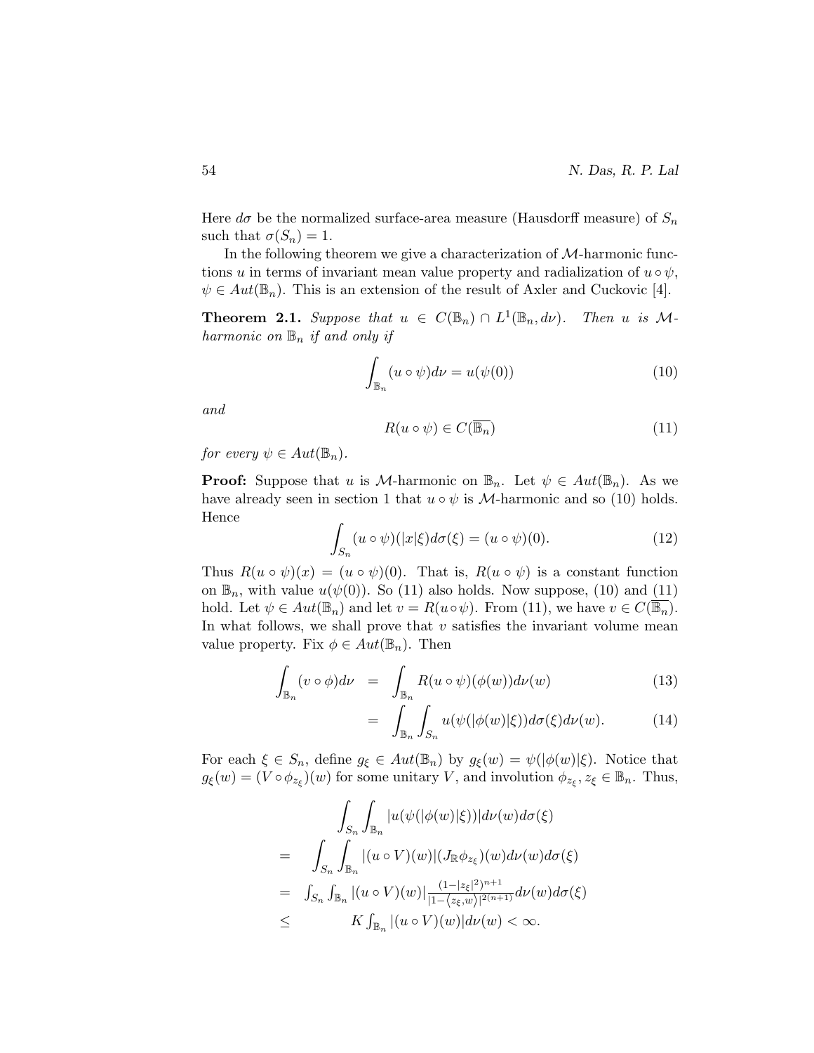Here $d\sigma$ be the normalized surface-area measure (Hausdorff measure) of $S_n$ such that $\sigma(S_n) = 1$.

In the following theorem we give a characterization of $\mathcal{M}$-harmonic functions $u$ in terms of invariant mean value property and radialization of $u \circ \psi$, $\psi \in Aut(\mathbb{B}_n)$. This is an extension of the result of Axler and Cuckovic [4].

**Theorem 2.1.** *Suppose that $u \in C(\mathbb{B}_n) \cap L^1(\mathbb{B}_n, d\nu)$. Then $u$ is $\mathcal{M}$-harmonic on $\mathbb{B}_n$ if and only if*

$$\int_{\mathbb{B}_n} (u \circ \psi) d\nu = u(\psi(0)) \tag{10}$$

*and*

$$R(u \circ \psi) \in C(\overline{\mathbb{B}_n}) \tag{11}$$

*for every $\psi \in Aut(\mathbb{B}_n)$.*

**Proof:** Suppose that $u$ is $\mathcal{M}$-harmonic on $\mathbb{B}_n$. Let $\psi \in Aut(\mathbb{B}_n)$. As we have already seen in section 1 that $u \circ \psi$ is $\mathcal{M}$-harmonic and so (10) holds. Hence

$$\int_{S_n} (u \circ \psi)(|x|\xi) d\sigma(\xi) = (u \circ \psi)(0). \tag{12}$$

Thus $R(u \circ \psi)(x) = (u \circ \psi)(0)$. That is, $R(u \circ \psi)$ is a constant function on $\mathbb{B}_n$, with value $u(\psi(0))$. So (11) also holds. Now suppose, (10) and (11) hold. Let $\psi \in Aut(\mathbb{B}_n)$ and let $v = R(u \circ \psi)$. From (11), we have $v \in C(\overline{\mathbb{B}_n})$. In what follows, we shall prove that $v$ satisfies the invariant volume mean value property. Fix $\phi \in Aut(\mathbb{B}_n)$. Then

$$\begin{aligned} \int_{\mathbb{B}_n} (v \circ \phi) d\nu &= \int_{\mathbb{B}_n} R(u \circ \psi)(\phi(w)) d\nu(w) && (13)\\ &= \int_{\mathbb{B}_n} \int_{S_n} u(\psi(|\phi(w)|\xi)) d\sigma(\xi) d\nu(w). && (14) \end{aligned}$$

For each $\xi \in S_n$, define $g_\xi \in Aut(\mathbb{B}_n)$ by $g_\xi(w) = \psi(|\phi(w)|\xi)$. Notice that $g_\xi(w) = (V \circ \phi_{z_\xi})(w)$ for some unitary $V$, and involution $\phi_{z_\xi}, z_\xi \in \mathbb{B}_n$. Thus,

$$\begin{aligned} & \int_{S_n} \int_{\mathbb{B}_n} |u(\psi(|\phi(w)|\xi))| d\nu(w) d\sigma(\xi) \\ = & \int_{S_n} \int_{\mathbb{B}_n} |(u \circ V)(w)| (J_{\mathbb{R}} \phi_{z_\xi})(w) d\nu(w) d\sigma(\xi) \\ = & \int_{S_n} \int_{\mathbb{B}_n} |(u \circ V)(w)| \frac{(1-|z_\xi|^2)^{n+1}}{|1-\langle z_\xi, w\rangle|^{2(n+1)}} d\nu(w) d\sigma(\xi) \\ \leq & \quad K \int_{\mathbb{B}_n} |(u \circ V)(w)| d\nu(w) < \infty. \end{aligned}$$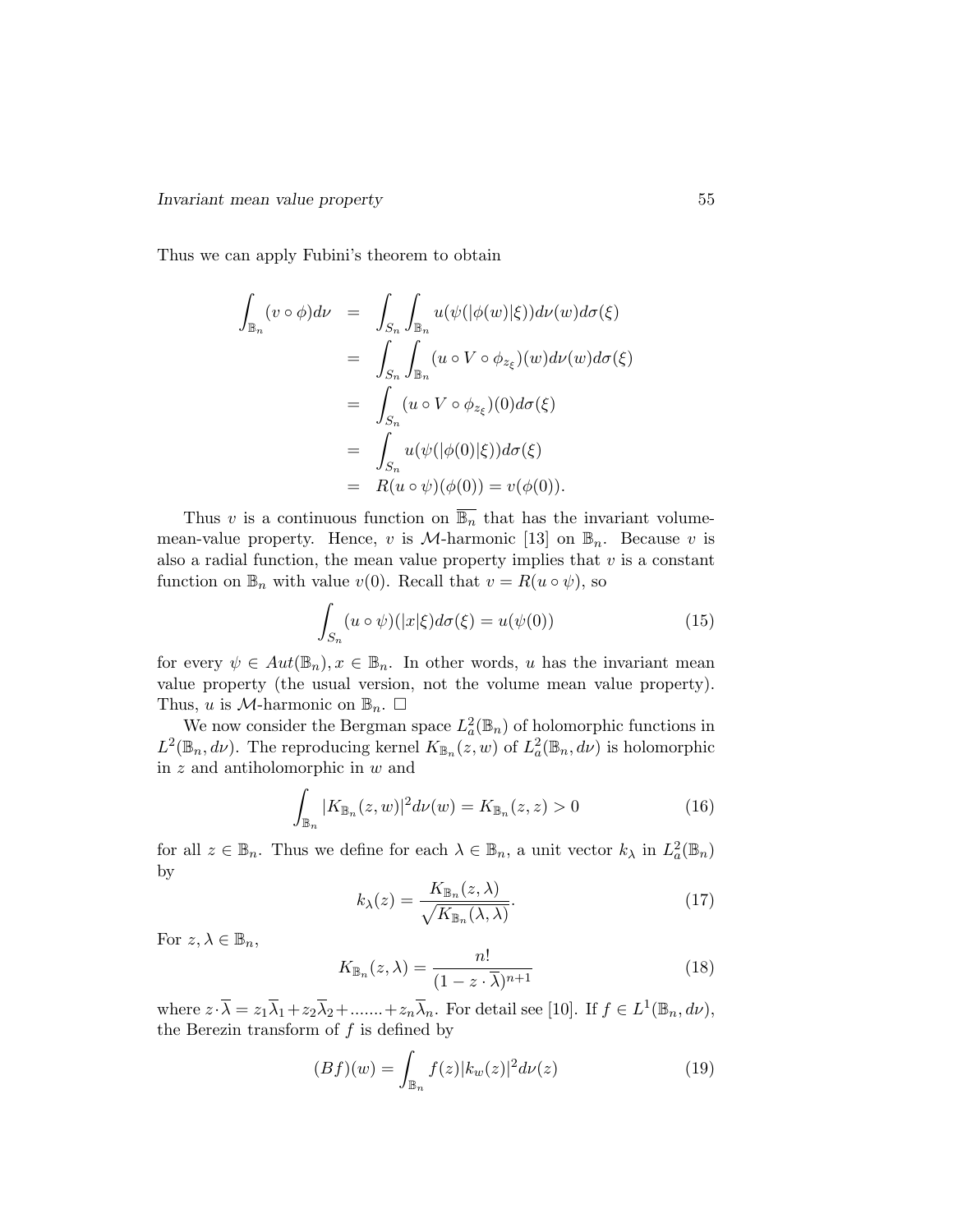Thus we can apply Fubini's theorem to obtain

$$
\begin{aligned}
\int_{\mathbb{B}_n} (v \circ \phi) d\nu &= \int_{S_n} \int_{\mathbb{B}_n} u(\psi(|\phi(w)|\xi)) d\nu(w) d\sigma(\xi) \\
&= \int_{S_n} \int_{\mathbb{B}_n} (u \circ V \circ \phi_{z_\xi})(w) d\nu(w) d\sigma(\xi) \\
&= \int_{S_n} (u \circ V \circ \phi_{z_\xi})(0) d\sigma(\xi) \\
&= \int_{S_n} u(\psi(|\phi(0)|\xi)) d\sigma(\xi) \\
&= R(u \circ \psi)(\phi(0)) = v(\phi(0)).
\end{aligned}
$$

Thus $v$ is a continuous function on $\overline{\mathbb{B}_n}$ that has the invariant volume-mean-value property. Hence, $v$ is $\mathcal{M}$-harmonic [13] on $\mathbb{B}_n$. Because $v$ is also a radial function, the mean value property implies that $v$ is a constant function on $\mathbb{B}_n$ with value $v(0)$. Recall that $v = R(u \circ \psi)$, so

$$
\int_{S_n} (u \circ \psi)(|x|\xi) d\sigma(\xi) = u(\psi(0)) \tag{15}
$$

for every $\psi \in Aut(\mathbb{B}_n), x \in \mathbb{B}_n$. In other words, $u$ has the invariant mean value property (the usual version, not the volume mean value property). Thus, $u$ is $\mathcal{M}$-harmonic on $\mathbb{B}_n$. $\square$

We now consider the Bergman space $L^2_a(\mathbb{B}_n)$ of holomorphic functions in $L^2(\mathbb{B}_n, d\nu)$. The reproducing kernel $K_{\mathbb{B}_n}(z, w)$ of $L^2_a(\mathbb{B}_n, d\nu)$ is holomorphic in $z$ and antiholomorphic in $w$ and

$$
\int_{\mathbb{B}_n} |K_{\mathbb{B}_n}(z, w)|^2 d\nu(w) = K_{\mathbb{B}_n}(z, z) > 0 \tag{16}
$$

for all $z \in \mathbb{B}_n$. Thus we define for each $\lambda \in \mathbb{B}_n$, a unit vector $k_\lambda$ in $L^2_a(\mathbb{B}_n)$ by

$$
k_\lambda(z) = \frac{K_{\mathbb{B}_n}(z, \lambda)}{\sqrt{K_{\mathbb{B}_n}(\lambda, \lambda)}}. \tag{17}
$$

For $z, \lambda \in \mathbb{B}_n$,

$$
K_{\mathbb{B}_n}(z, \lambda) = \frac{n!}{(1 - z \cdot \overline{\lambda})^{n+1}} \tag{18}
$$

where $z \cdot \overline{\lambda} = z_1\overline{\lambda}_1 + z_2\overline{\lambda}_2 + \ldots\ldots. + z_n\overline{\lambda}_n$. For detail see [10]. If $f \in L^1(\mathbb{B}_n, d\nu)$, the Berezin transform of $f$ is defined by

$$
(Bf)(w) = \int_{\mathbb{B}_n} f(z)|k_w(z)|^2 d\nu(z) \tag{19}
$$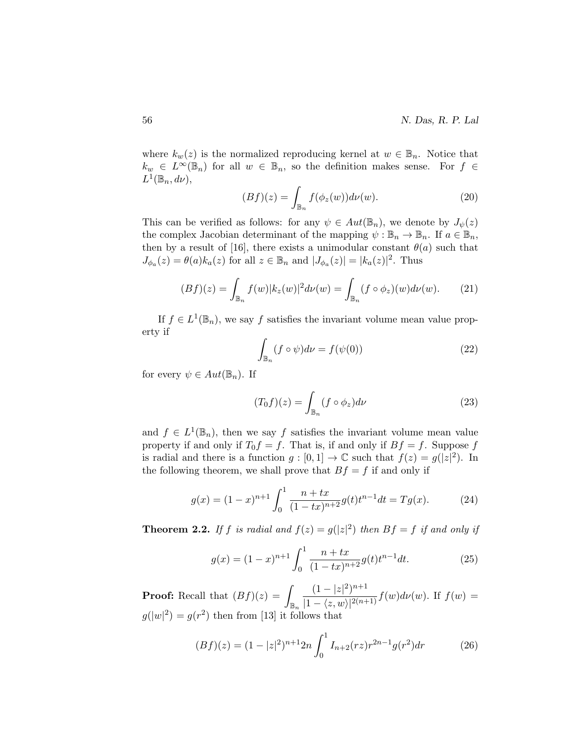where $k_w(z)$ is the normalized reproducing kernel at $w \in \mathbb{B}_n$. Notice that $k_w \in L^\infty(\mathbb{B}_n)$ for all $w \in \mathbb{B}_n$, so the definition makes sense. For $f \in L^1(\mathbb{B}_n, d\nu)$,

$$(Bf)(z) = \int_{\mathbb{B}_n} f(\phi_z(w)) d\nu(w). \tag{20}$$

This can be verified as follows: for any $\psi \in Aut(\mathbb{B}_n)$, we denote by $J_\psi(z)$ the complex Jacobian determinant of the mapping $\psi : \mathbb{B}_n \to \mathbb{B}_n$. If $a \in \mathbb{B}_n$, then by a result of [16], there exists a unimodular constant $\theta(a)$ such that $J_{\phi_a}(z) = \theta(a) k_a(z)$ for all $z \in \mathbb{B}_n$ and $|J_{\phi_a}(z)| = |k_a(z)|^2$. Thus

$$(Bf)(z) = \int_{\mathbb{B}_n} f(w)|k_z(w)|^2 d\nu(w) = \int_{\mathbb{B}_n} (f \circ \phi_z)(w) d\nu(w). \tag{21}$$

If $f \in L^1(\mathbb{B}_n)$, we say $f$ satisfies the invariant volume mean value property if

$$\int_{\mathbb{B}_n} (f \circ \psi) d\nu = f(\psi(0)) \tag{22}$$

for every $\psi \in Aut(\mathbb{B}_n)$. If

$$(T_0 f)(z) = \int_{\mathbb{B}_n} (f \circ \phi_z) d\nu \tag{23}$$

and $f \in L^1(\mathbb{B}_n)$, then we say $f$ satisfies the invariant volume mean value property if and only if $T_0 f = f$. That is, if and only if $Bf = f$. Suppose $f$ is radial and there is a function $g : [0,1] \to \mathbb{C}$ such that $f(z) = g(|z|^2)$. In the following theorem, we shall prove that $Bf = f$ if and only if

$$g(x) = (1-x)^{n+1} \int_0^1 \frac{n+tx}{(1-tx)^{n+2}} g(t) t^{n-1} dt = Tg(x). \tag{24}$$

**Theorem 2.2.** *If $f$ is radial and $f(z) = g(|z|^2)$ then $Bf = f$ if and only if*

$$g(x) = (1-x)^{n+1} \int_0^1 \frac{n+tx}{(1-tx)^{n+2}} g(t) t^{n-1} dt. \tag{25}$$

**Proof:** Recall that $(Bf)(z) = \displaystyle\int_{\mathbb{B}_n} \frac{(1-|z|^2)^{n+1}}{|1-\langle z, w\rangle|^{2(n+1)}} f(w) d\nu(w)$. If $f(w) = g(|w|^2) = g(r^2)$ then from [13] it follows that

$$(Bf)(z) = (1-|z|^2)^{n+1} 2n \int_0^1 I_{n+2}(rz) r^{2n-1} g(r^2) dr \tag{26}$$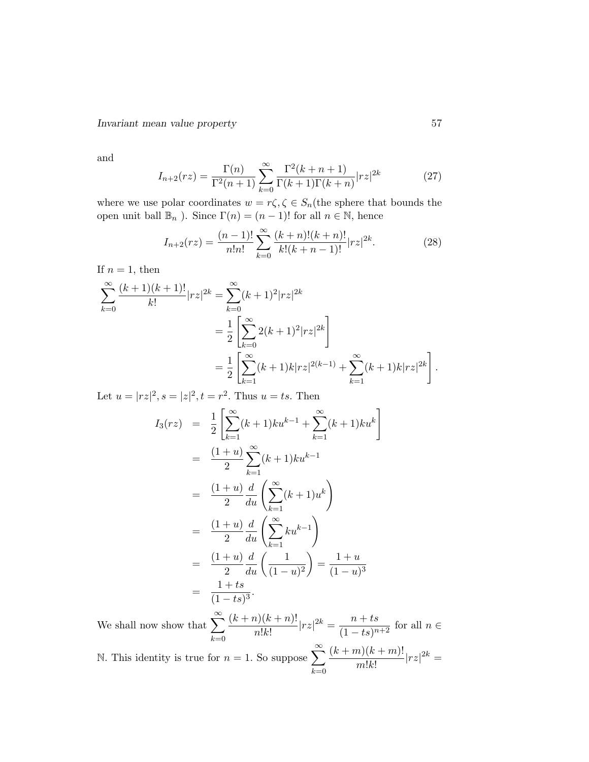and

$$I_{n+2}(rz) = \frac{\Gamma(n)}{\Gamma^2(n+1)} \sum_{k=0}^{\infty} \frac{\Gamma^2(k+n+1)}{\Gamma(k+1)\Gamma(k+n)} |rz|^{2k} \tag{27}$$

where we use polar coordinates $w = r\zeta, \zeta \in S_n$(the sphere that bounds the open unit ball $\mathbb{B}_n$ ). Since $\Gamma(n) = (n-1)!$ for all $n \in \mathbb{N}$, hence

$$I_{n+2}(rz) = \frac{(n-1)!}{n!n!} \sum_{k=0}^{\infty} \frac{(k+n)!(k+n)!}{k!(k+n-1)!} |rz|^{2k}. \tag{28}$$

If $n = 1$, then

$$\begin{aligned}
\sum_{k=0}^{\infty} \frac{(k+1)(k+1)!}{k!} |rz|^{2k} &= \sum_{k=0}^{\infty} (k+1)^2 |rz|^{2k} \\
&= \frac{1}{2} \left[ \sum_{k=0}^{\infty} 2(k+1)^2 |rz|^{2k} \right] \\
&= \frac{1}{2} \left[ \sum_{k=1}^{\infty} (k+1)k|rz|^{2(k-1)} + \sum_{k=1}^{\infty} (k+1)k|rz|^{2k} \right].
\end{aligned}$$

Let $u = |rz|^2, s = |z|^2, t = r^2$. Thus $u = ts$. Then

$$\begin{aligned}
I_3(rz) &= \frac{1}{2} \left[ \sum_{k=1}^{\infty} (k+1)ku^{k-1} + \sum_{k=1}^{\infty} (k+1)ku^k \right] \\
&= \frac{(1+u)}{2} \sum_{k=1}^{\infty} (k+1)ku^{k-1} \\
&= \frac{(1+u)}{2} \frac{d}{du} \left( \sum_{k=1}^{\infty} (k+1)u^k \right) \\
&= \frac{(1+u)}{2} \frac{d}{du} \left( \sum_{k=1}^{\infty} ku^{k-1} \right) \\
&= \frac{(1+u)}{2} \frac{d}{du} \left( \frac{1}{(1-u)^2} \right) = \frac{1+u}{(1-u)^3} \\
&= \frac{1+ts}{(1-ts)^3}.
\end{aligned}$$

We shall now show that $\displaystyle\sum_{k=0}^{\infty} \frac{(k+n)(k+n)!}{n!k!} |rz|^{2k} = \frac{n+ts}{(1-ts)^{n+2}}$ for all $n \in \mathbb{N}$. This identity is true for $n = 1$. So suppose $\displaystyle\sum_{k=0}^{\infty} \frac{(k+m)(k+m)!}{m!k!} |rz|^{2k} =$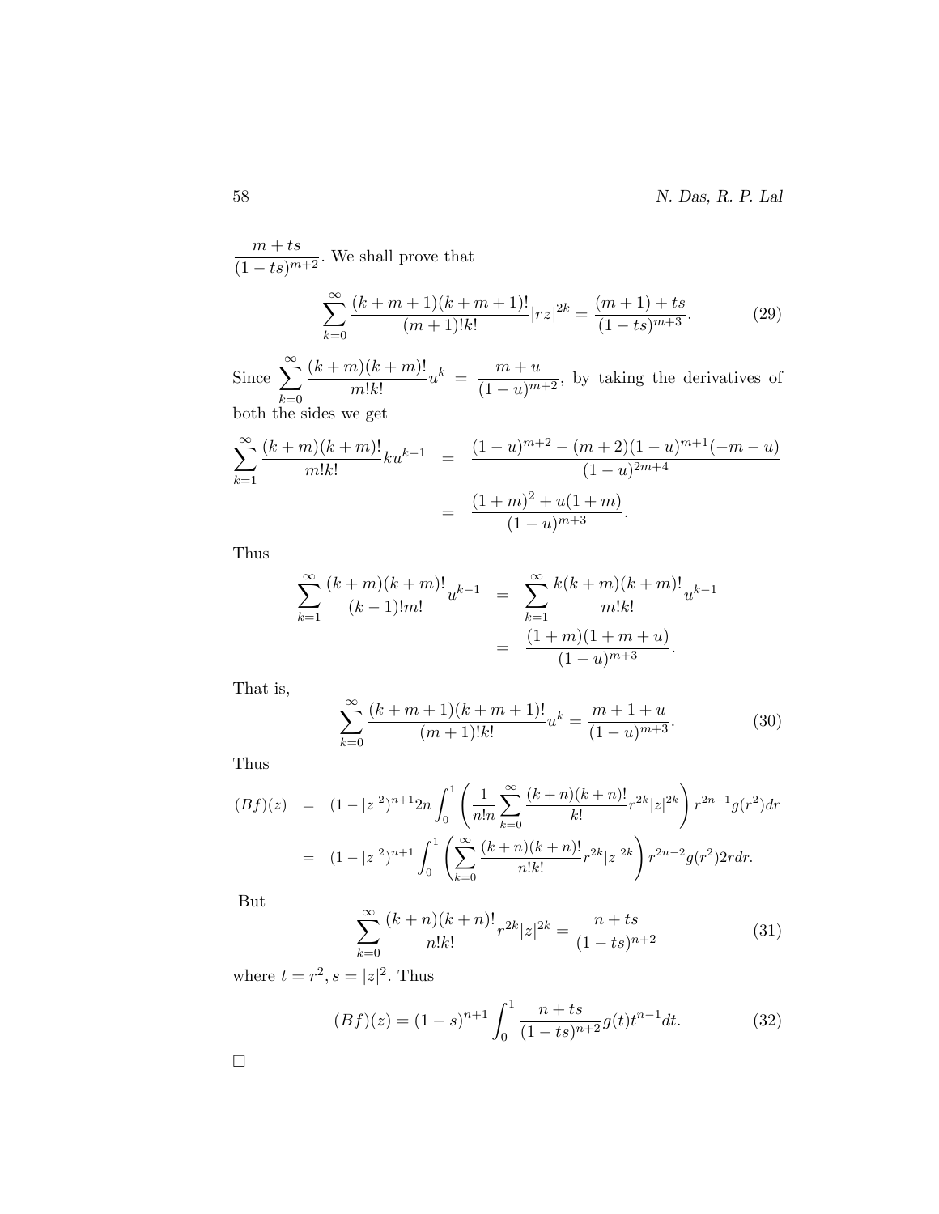$\dfrac{m+ts}{(1-ts)^{m+2}}$. We shall prove that

$$\sum_{k=0}^{\infty} \frac{(k+m+1)(k+m+1)!}{(m+1)!k!}|rz|^{2k} = \frac{(m+1)+ts}{(1-ts)^{m+3}}. \tag{29}$$

Since $\displaystyle\sum_{k=0}^{\infty} \frac{(k+m)(k+m)!}{m!k!}u^k = \frac{m+u}{(1-u)^{m+2}}$, by taking the derivatives of both the sides we get

$$\begin{aligned}
\sum_{k=1}^{\infty} \frac{(k+m)(k+m)!}{m!k!}ku^{k-1} &= \frac{(1-u)^{m+2} - (m+2)(1-u)^{m+1}(-m-u)}{(1-u)^{2m+4}} \\
&= \frac{(1+m)^2 + u(1+m)}{(1-u)^{m+3}}.
\end{aligned}$$

Thus

$$\begin{aligned}
\sum_{k=1}^{\infty} \frac{(k+m)(k+m)!}{(k-1)!m!}u^{k-1} &= \sum_{k=1}^{\infty} \frac{k(k+m)(k+m)!}{m!k!}u^{k-1} \\
&= \frac{(1+m)(1+m+u)}{(1-u)^{m+3}}.
\end{aligned}$$

That is,

$$\sum_{k=0}^{\infty} \frac{(k+m+1)(k+m+1)!}{(m+1)!k!}u^k = \frac{m+1+u}{(1-u)^{m+3}}. \tag{30}$$

Thus

$$\begin{aligned}
(Bf)(z) &= (1-|z|^2)^{n+1} 2n \int_0^1 \left( \frac{1}{n!n} \sum_{k=0}^{\infty} \frac{(k+n)(k+n)!}{k!} r^{2k}|z|^{2k} \right) r^{2n-1} g(r^2)dr \\
&= (1-|z|^2)^{n+1} \int_0^1 \left( \sum_{k=0}^{\infty} \frac{(k+n)(k+n)!}{n!k!} r^{2k}|z|^{2k} \right) r^{2n-2} g(r^2) 2rdr.
\end{aligned}$$

But

$$\sum_{k=0}^{\infty} \frac{(k+n)(k+n)!}{n!k!} r^{2k}|z|^{2k} = \frac{n+ts}{(1-ts)^{n+2}} \tag{31}$$

where $t = r^2, s = |z|^2$. Thus

$$(Bf)(z) = (1-s)^{n+1} \int_0^1 \frac{n+ts}{(1-ts)^{n+2}} g(t) t^{n-1} dt. \tag{32}$$

□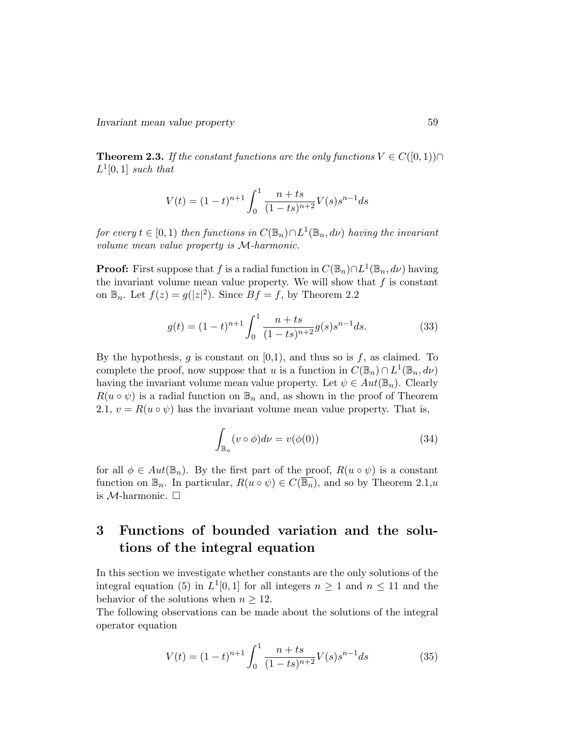**Theorem 2.3.** *If the constant functions are the only functions $V \in C([0,1)) \cap L^1[0,1]$ such that*

$$V(t) = (1-t)^{n+1} \int_0^1 \frac{n+ts}{(1-ts)^{n+2}} V(s) s^{n-1} ds$$

*for every $t \in [0,1)$ then functions in $C(\mathbb{B}_n) \cap L^1(\mathbb{B}_n, d\nu)$ having the invariant volume mean value property is $\mathcal{M}$-harmonic.*

**Proof:** First suppose that $f$ is a radial function in $C(\mathbb{B}_n) \cap L^1(\mathbb{B}_n, d\nu)$ having the invariant volume mean value property. We will show that $f$ is constant on $\mathbb{B}_n$. Let $f(z) = g(|z|^2)$. Since $Bf = f$, by Theorem 2.2

$$g(t) = (1-t)^{n+1} \int_0^1 \frac{n+ts}{(1-ts)^{n+2}} g(s) s^{n-1} ds. \tag{33}$$

By the hypothesis, $g$ is constant on [0,1), and thus so is $f$, as claimed. To complete the proof, now suppose that $u$ is a function in $C(\mathbb{B}_n) \cap L^1(\mathbb{B}_n, d\nu)$ having the invariant volume mean value property. Let $\psi \in Aut(\mathbb{B}_n)$. Clearly $R(u \circ \psi)$ is a radial function on $\mathbb{B}_n$ and, as shown in the proof of Theorem 2.1, $v = R(u \circ \psi)$ has the invariant volume mean value property. That is,

$$\int_{\mathbb{B}_n} (v \circ \phi) d\nu = v(\phi(0)) \tag{34}$$

for all $\phi \in Aut(\mathbb{B}_n)$. By the first part of the proof, $R(u \circ \psi)$ is a constant function on $\mathbb{B}_n$. In particular, $R(u \circ \psi) \in C(\overline{\mathbb{B}_n})$, and so by Theorem 2.1,$u$ is $\mathcal{M}$-harmonic. $\square$

# 3 Functions of bounded variation and the solutions of the integral equation

In this section we investigate whether constants are the only solutions of the integral equation (5) in $L^1[0,1]$ for all integers $n \geq 1$ and $n \leq 11$ and the behavior of the solutions when $n \geq 12$.
The following observations can be made about the solutions of the integral operator equation

$$V(t) = (1-t)^{n+1} \int_0^1 \frac{n+ts}{(1-ts)^{n+2}} V(s) s^{n-1} ds \tag{35}$$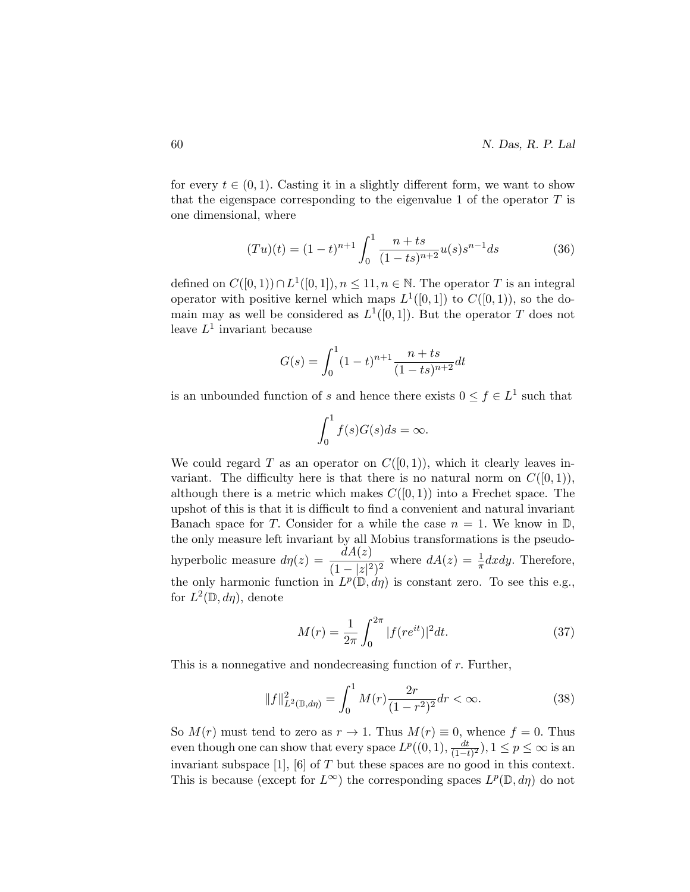for every $t \in (0,1)$. Casting it in a slightly different form, we want to show that the eigenspace corresponding to the eigenvalue 1 of the operator $T$ is one dimensional, where

$$(Tu)(t) = (1-t)^{n+1} \int_0^1 \frac{n+ts}{(1-ts)^{n+2}} u(s) s^{n-1} ds \tag{36}$$

defined on $C([0,1)) \cap L^1([0,1]), n \leq 11, n \in \mathbb{N}$. The operator $T$ is an integral operator with positive kernel which maps $L^1([0,1])$ to $C([0,1))$, so the domain may as well be considered as $L^1([0,1])$. But the operator $T$ does not leave $L^1$ invariant because

$$G(s) = \int_0^1 (1-t)^{n+1} \frac{n+ts}{(1-ts)^{n+2}} dt$$

is an unbounded function of $s$ and hence there exists $0 \leq f \in L^1$ such that

$$\int_0^1 f(s) G(s) ds = \infty.$$

We could regard $T$ as an operator on $C([0,1))$, which it clearly leaves invariant. The difficulty here is that there is no natural norm on $C([0,1))$, although there is a metric which makes $C([0,1))$ into a Frechet space. The upshot of this is that it is difficult to find a convenient and natural invariant Banach space for $T$. Consider for a while the case $n = 1$. We know in $\mathbb{D}$, the only measure left invariant by all Mobius transformations is the pseudo-hyperbolic measure $d\eta(z) = \dfrac{dA(z)}{(1-|z|^2)^2}$ where $dA(z) = \frac{1}{\pi} dx dy$. Therefore, the only harmonic function in $L^p(\mathbb{D}, d\eta)$ is constant zero. To see this e.g., for $L^2(\mathbb{D}, d\eta)$, denote

$$M(r) = \frac{1}{2\pi} \int_0^{2\pi} |f(re^{it})|^2 dt. \tag{37}$$

This is a nonnegative and nondecreasing function of $r$. Further,

$$\|f\|^2_{L^2(\mathbb{D}, d\eta)} = \int_0^1 M(r) \frac{2r}{(1-r^2)^2} dr < \infty. \tag{38}$$

So $M(r)$ must tend to zero as $r \to 1$. Thus $M(r) \equiv 0$, whence $f = 0$. Thus even though one can show that every space $L^p((0,1), \frac{dt}{(1-t)^2}), 1 \leq p \leq \infty$ is an invariant subspace [1], [6] of $T$ but these spaces are no good in this context. This is because (except for $L^\infty$) the corresponding spaces $L^p(\mathbb{D}, d\eta)$ do not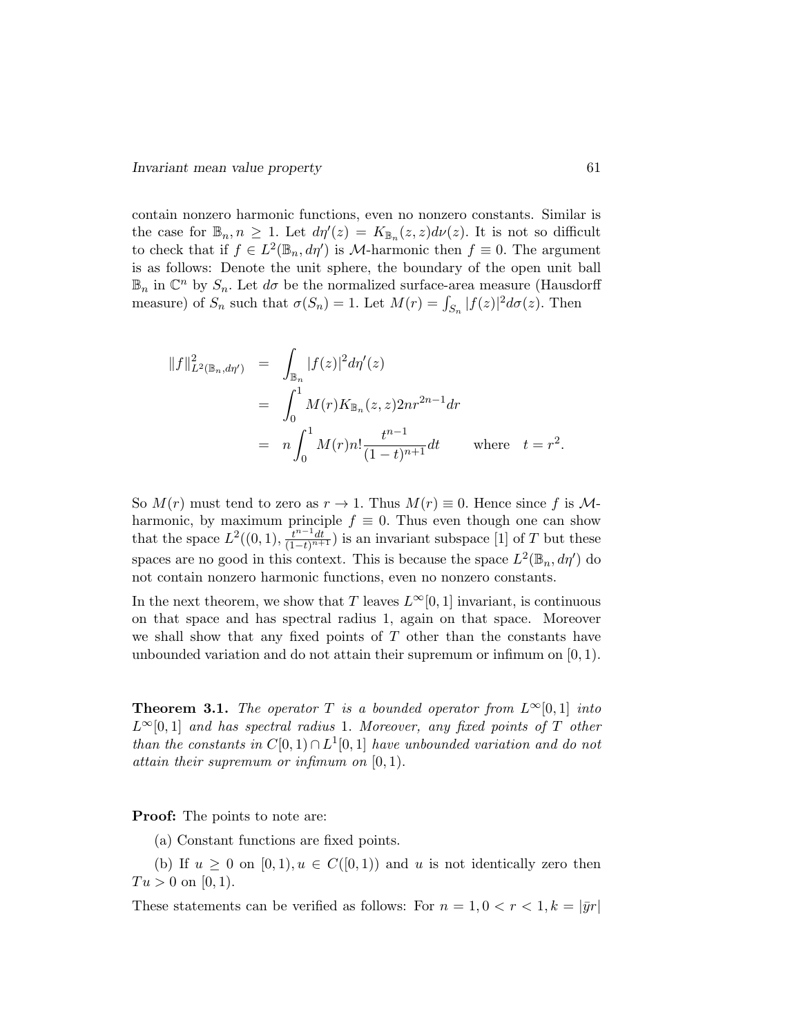contain nonzero harmonic functions, even no nonzero constants. Similar is the case for $\mathbb{B}_n, n \geq 1$. Let $d\eta'(z) = K_{\mathbb{B}_n}(z,z)d\nu(z)$. It is not so difficult to check that if $f \in L^2(\mathbb{B}_n, d\eta')$ is $\mathcal{M}$-harmonic then $f \equiv 0$. The argument is as follows: Denote the unit sphere, the boundary of the open unit ball $\mathbb{B}_n$ in $\mathbb{C}^n$ by $S_n$. Let $d\sigma$ be the normalized surface-area measure (Hausdorff measure) of $S_n$ such that $\sigma(S_n) = 1$. Let $M(r) = \int_{S_n} |f(z)|^2 d\sigma(z)$. Then

$$
\begin{aligned}
\|f\|^2_{L^2(\mathbb{B}_n, d\eta')} &= \int_{\mathbb{B}_n} |f(z)|^2 d\eta'(z) \\
&= \int_0^1 M(r) K_{\mathbb{B}_n}(z,z) 2nr^{2n-1} dr \\
&= n\int_0^1 M(r) n! \frac{t^{n-1}}{(1-t)^{n+1}} dt \qquad \text{where} \quad t = r^2.
\end{aligned}
$$

So $M(r)$ must tend to zero as $r \to 1$. Thus $M(r) \equiv 0$. Hence since $f$ is $\mathcal{M}$-harmonic, by maximum principle $f \equiv 0$. Thus even though one can show that the space $L^2((0,1), \frac{t^{n-1}dt}{(1-t)^{n+1}})$ is an invariant subspace [1] of $T$ but these spaces are no good in this context. This is because the space $L^2(\mathbb{B}_n, d\eta')$ do not contain nonzero harmonic functions, even no nonzero constants.

In the next theorem, we show that $T$ leaves $L^\infty[0,1]$ invariant, is continuous on that space and has spectral radius 1, again on that space. Moreover we shall show that any fixed points of $T$ other than the constants have unbounded variation and do not attain their supremum or infimum on $[0,1)$.

**Theorem 3.1.** *The operator $T$ is a bounded operator from $L^\infty[0,1]$ into $L^\infty[0,1]$ and has spectral radius 1. Moreover, any fixed points of $T$ other than the constants in $C[0,1) \cap L^1[0,1]$ have unbounded variation and do not attain their supremum or infimum on $[0,1)$.*

**Proof:** The points to note are:

(a) Constant functions are fixed points.

(b) If $u \geq 0$ on $[0,1), u \in C([0,1))$ and $u$ is not identically zero then $Tu > 0$ on $[0,1)$.

These statements can be verified as follows: For $n = 1, 0 < r < 1, k = |\bar{y}r|$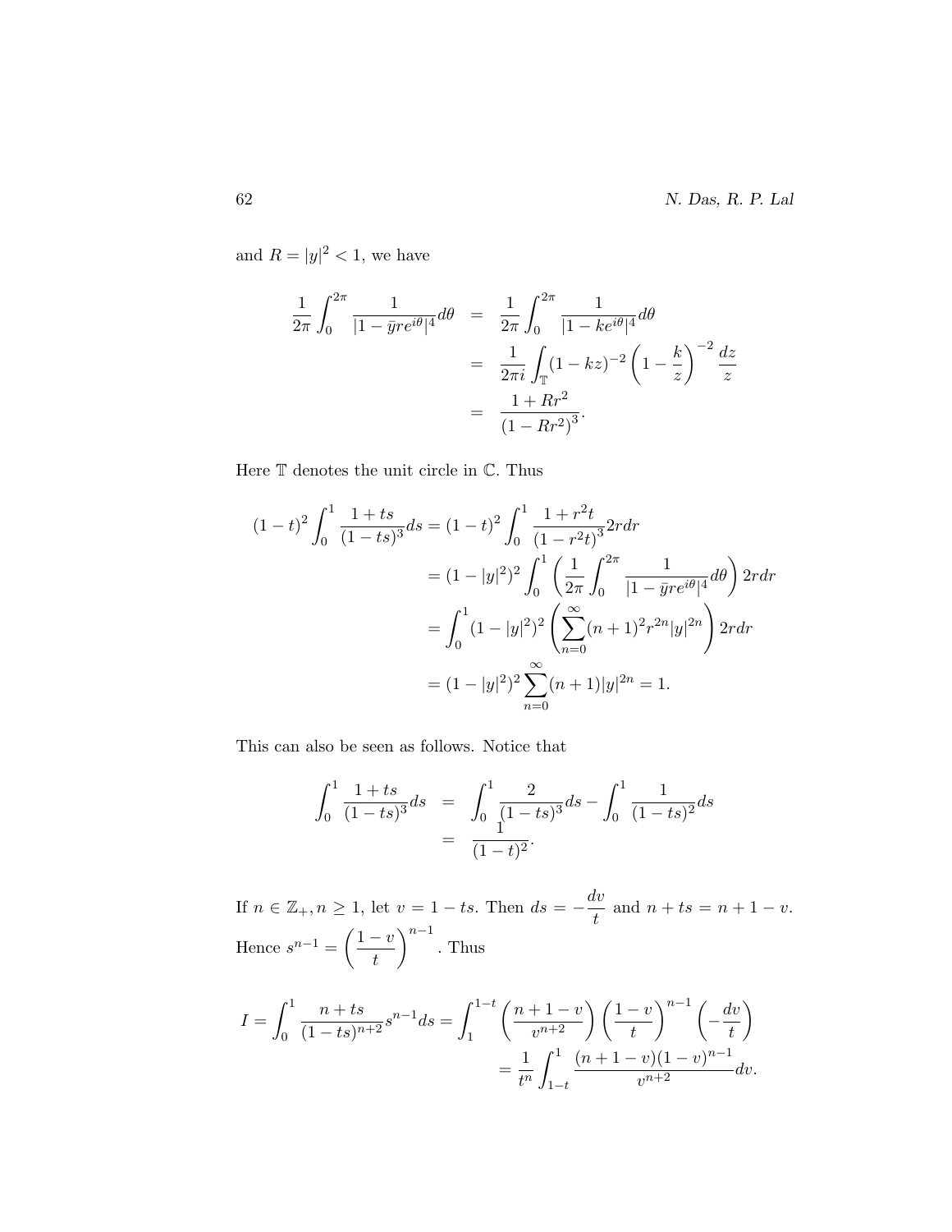and $R = |y|^2 < 1$, we have

$$
\begin{aligned}
\frac{1}{2\pi}\int_0^{2\pi} \frac{1}{|1-\bar{y}re^{i\theta}|^4}d\theta &= \frac{1}{2\pi}\int_0^{2\pi} \frac{1}{|1-ke^{i\theta}|^4}d\theta \\
&= \frac{1}{2\pi i}\int_{\mathbb{T}} (1-kz)^{-2}\left(1-\frac{k}{z}\right)^{-2}\frac{dz}{z} \\
&= \frac{1+Rr^2}{(1-Rr^2)^3}.
\end{aligned}
$$

Here $\mathbb{T}$ denotes the unit circle in $\mathbb{C}$. Thus

$$
\begin{aligned}
(1-t)^2\int_0^1 \frac{1+ts}{(1-ts)^3}ds &= (1-t)^2\int_0^1 \frac{1+r^2t}{(1-r^2t)^3}2rdr \\
&= (1-|y|^2)^2\int_0^1 \left(\frac{1}{2\pi}\int_0^{2\pi}\frac{1}{|1-\bar{y}re^{i\theta}|^4}d\theta\right)2rdr \\
&= \int_0^1 (1-|y|^2)^2\left(\sum_{n=0}^{\infty}(n+1)^2r^{2n}|y|^{2n}\right)2rdr \\
&= (1-|y|^2)^2\sum_{n=0}^{\infty}(n+1)|y|^{2n} = 1.
\end{aligned}
$$

This can also be seen as follows. Notice that

$$
\begin{aligned}
\int_0^1 \frac{1+ts}{(1-ts)^3}ds &= \int_0^1 \frac{2}{(1-ts)^3}ds - \int_0^1 \frac{1}{(1-ts)^2}ds \\
&= \frac{1}{(1-t)^2}.
\end{aligned}
$$

If $n \in \mathbb{Z}_+, n \geq 1$, let $v = 1 - ts$. Then $ds = -\dfrac{dv}{t}$ and $n + ts = n + 1 - v$. Hence $s^{n-1} = \left(\dfrac{1-v}{t}\right)^{n-1}$. Thus

$$
\begin{aligned}
I = \int_0^1 \frac{n+ts}{(1-ts)^{n+2}}s^{n-1}ds &= \int_1^{1-t}\left(\frac{n+1-v}{v^{n+2}}\right)\left(\frac{1-v}{t}\right)^{n-1}\left(-\frac{dv}{t}\right) \\
&= \frac{1}{t^n}\int_{1-t}^1 \frac{(n+1-v)(1-v)^{n-1}}{v^{n+2}}dv.
\end{aligned}
$$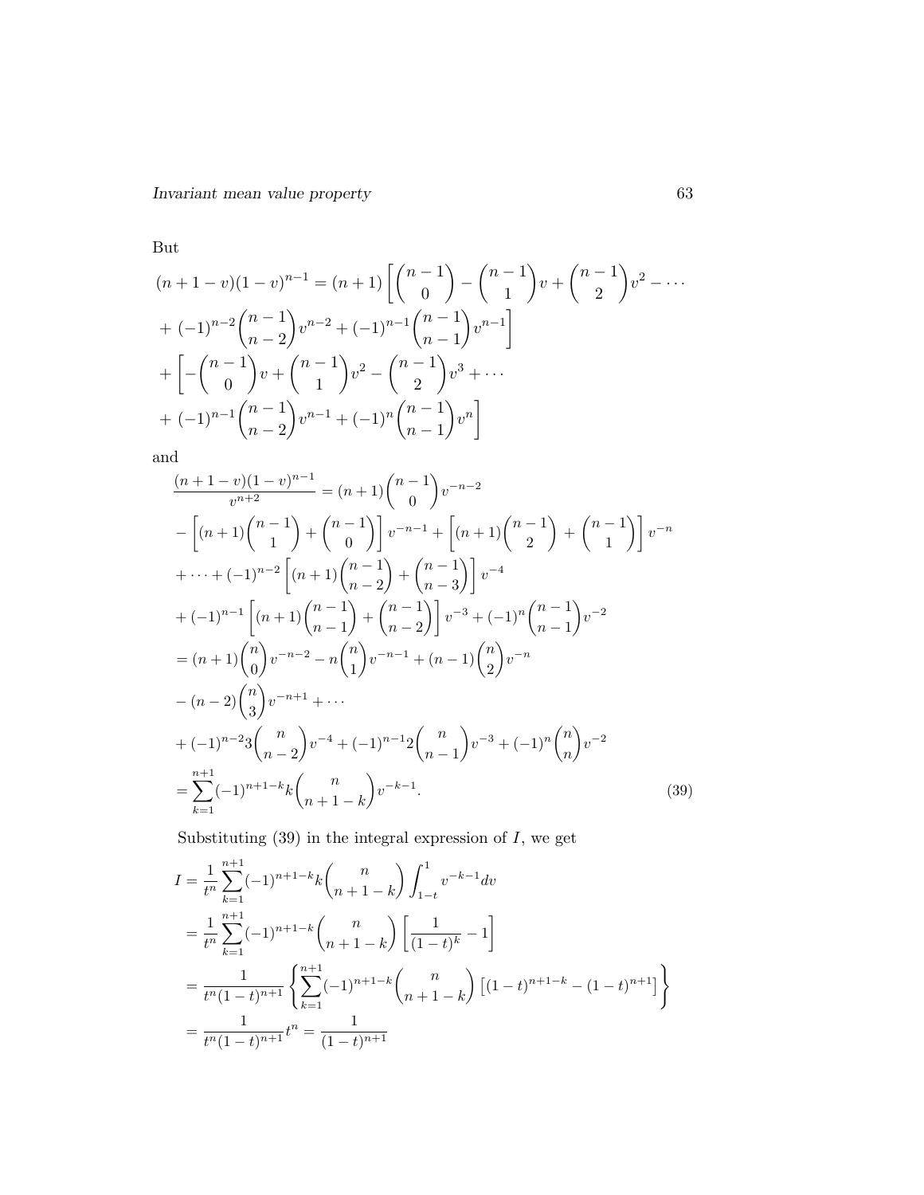But

$$
\begin{aligned}
(n+1-v)(1-v)^{n-1} &= (n+1)\left[\binom{n-1}{0} - \binom{n-1}{1}v + \binom{n-1}{2}v^2 - \cdots \right.\\
&\left. + (-1)^{n-2}\binom{n-1}{n-2}v^{n-2} + (-1)^{n-1}\binom{n-1}{n-1}v^{n-1}\right]\\
&+ \left[-\binom{n-1}{0}v + \binom{n-1}{1}v^2 - \binom{n-1}{2}v^3 + \cdots \right.\\
&\left. + (-1)^{n-1}\binom{n-1}{n-2}v^{n-1} + (-1)^{n}\binom{n-1}{n-1}v^{n}\right]
\end{aligned}
$$

and

$$
\begin{aligned}
\frac{(n+1-v)(1-v)^{n-1}}{v^{n+2}} &= (n+1)\binom{n-1}{0}v^{-n-2}\\
&- \left[(n+1)\binom{n-1}{1} + \binom{n-1}{0}\right]v^{-n-1} + \left[(n+1)\binom{n-1}{2} + \binom{n-1}{1}\right]v^{-n}\\
&+ \cdots + (-1)^{n-2}\left[(n+1)\binom{n-1}{n-2} + \binom{n-1}{n-3}\right]v^{-4}\\
&+ (-1)^{n-1}\left[(n+1)\binom{n-1}{n-1} + \binom{n-1}{n-2}\right]v^{-3} + (-1)^{n}\binom{n-1}{n-1}v^{-2}\\
&= (n+1)\binom{n}{0}v^{-n-2} - n\binom{n}{1}v^{-n-1} + (n-1)\binom{n}{2}v^{-n}\\
&- (n-2)\binom{n}{3}v^{-n+1} + \cdots\\
&+ (-1)^{n-2}3\binom{n}{n-2}v^{-4} + (-1)^{n-1}2\binom{n}{n-1}v^{-3} + (-1)^{n}\binom{n}{n}v^{-2}\\
&= \sum_{k=1}^{n+1}(-1)^{n+1-k}k\binom{n}{n+1-k}v^{-k-1}. \qquad (39)
\end{aligned}
$$

Substituting (39) in the integral expression of $I$, we get

$$
\begin{aligned}
I &= \frac{1}{t^n}\sum_{k=1}^{n+1}(-1)^{n+1-k}k\binom{n}{n+1-k}\int_{1-t}^{1} v^{-k-1}dv\\
&= \frac{1}{t^n}\sum_{k=1}^{n+1}(-1)^{n+1-k}\binom{n}{n+1-k}\left[\frac{1}{(1-t)^k} - 1\right]\\
&= \frac{1}{t^n(1-t)^{n+1}}\left\{\sum_{k=1}^{n+1}(-1)^{n+1-k}\binom{n}{n+1-k}\left[(1-t)^{n+1-k} - (1-t)^{n+1}\right]\right\}\\
&= \frac{1}{t^n(1-t)^{n+1}}t^n = \frac{1}{(1-t)^{n+1}}
\end{aligned}
$$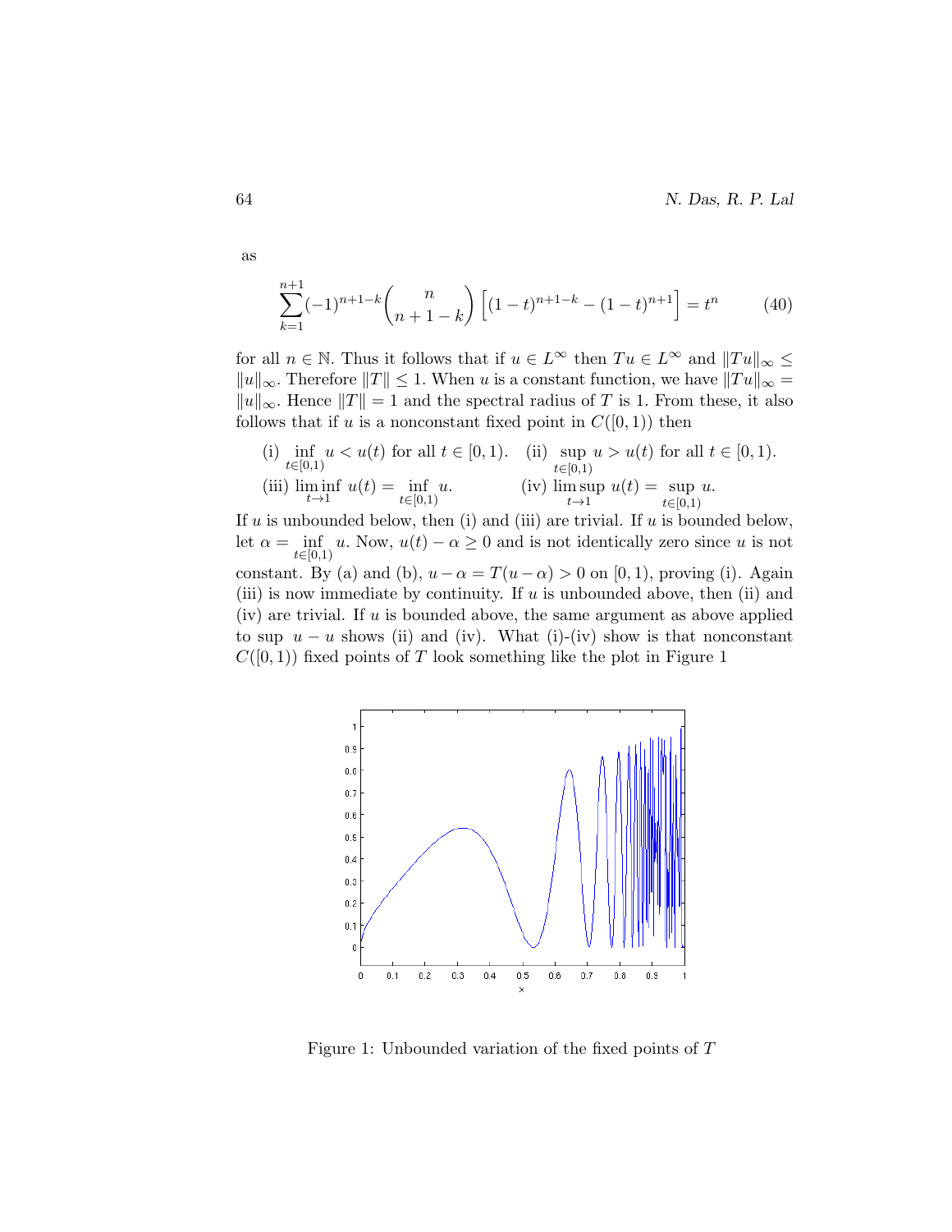as

$$\sum_{k=1}^{n+1} (-1)^{n+1-k} \binom{n}{n+1-k} \left[ (1-t)^{n+1-k} - (1-t)^{n+1} \right] = t^n \tag{40}$$

for all $n \in \mathbb{N}$. Thus it follows that if $u \in L^\infty$ then $Tu \in L^\infty$ and $\|Tu\|_\infty \leq \|u\|_\infty$. Therefore $\|T\| \leq 1$. When $u$ is a constant function, we have $\|Tu\|_\infty = \|u\|_\infty$. Hence $\|T\| = 1$ and the spectral radius of $T$ is 1. From these, it also follows that if $u$ is a nonconstant fixed point in $C([0,1))$ then

(i) $\inf\limits_{t\in[0,1)} u < u(t)$ for all $t \in [0,1)$. (ii) $\sup\limits_{t\in[0,1)} u > u(t)$ for all $t \in [0,1)$.

(iii) $\liminf\limits_{t\to 1} u(t) = \inf\limits_{t\in[0,1)} u$. (iv) $\limsup\limits_{t\to 1} u(t) = \sup\limits_{t\in[0,1)} u$.

If $u$ is unbounded below, then (i) and (iii) are trivial. If $u$ is bounded below, let $\alpha = \inf\limits_{t\in[0,1)} u$. Now, $u(t) - \alpha \geq 0$ and is not identically zero since $u$ is not constant. By (a) and (b), $u - \alpha = T(u - \alpha) > 0$ on $[0,1)$, proving (i). Again (iii) is now immediate by continuity. If $u$ is unbounded above, then (ii) and (iv) are trivial. If $u$ is bounded above, the same argument as above applied to $\sup\ u - u$ shows (ii) and (iv). What (i)-(iv) show is that nonconstant $C([0,1))$ fixed points of $T$ look something like the plot in Figure 1

Figure 1: Unbounded variation of the fixed points of $T$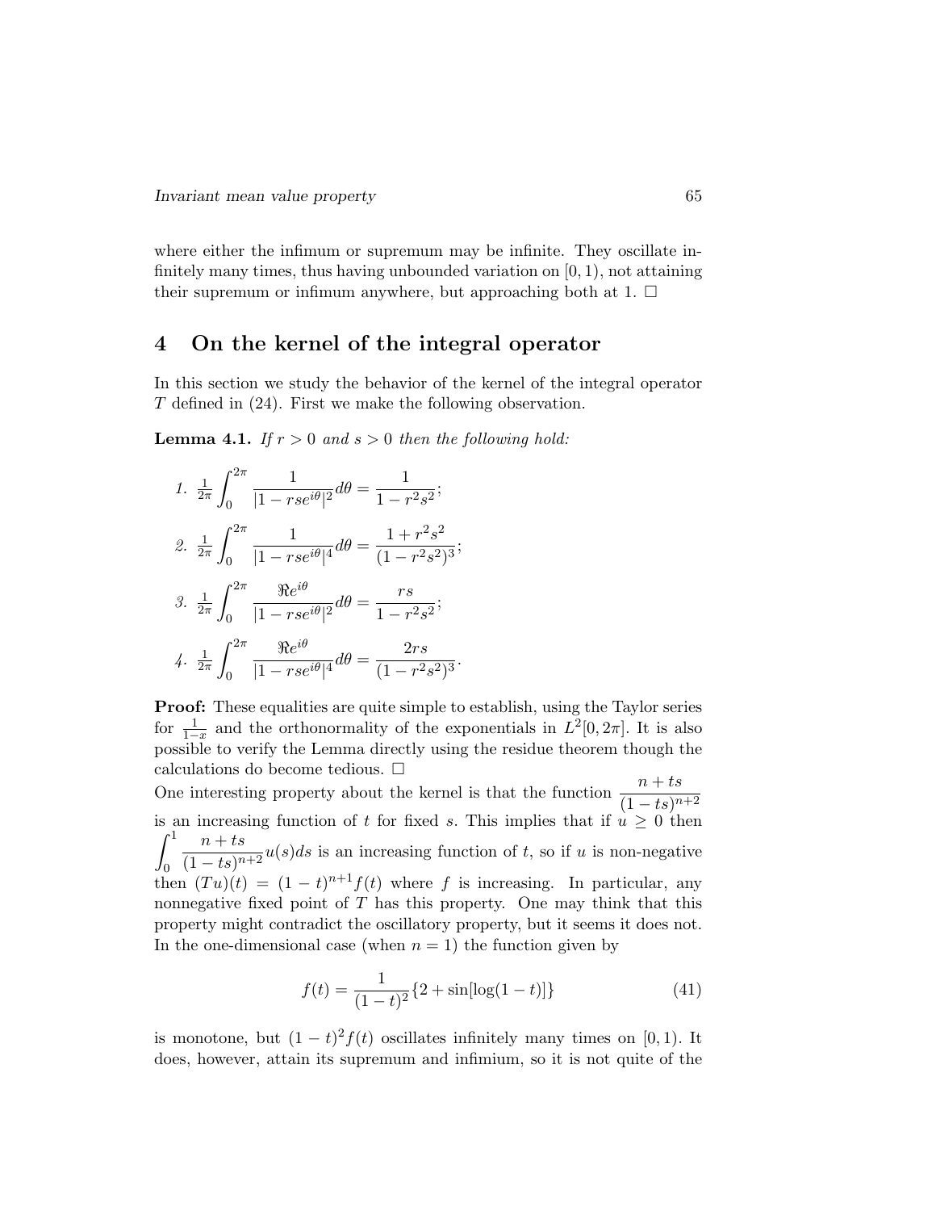where either the infimum or supremum may be infinite. They oscillate infinitely many times, thus having unbounded variation on $[0, 1)$, not attaining their supremum or infimum anywhere, but approaching both at 1. $\square$

## 4 On the kernel of the integral operator

In this section we study the behavior of the kernel of the integral operator $T$ defined in (24). First we make the following observation.

**Lemma 4.1.** *If $r > 0$ and $s > 0$ then the following hold:*

1. $\frac{1}{2\pi}\int_0^{2\pi} \frac{1}{|1 - rse^{i\theta}|^2} d\theta = \frac{1}{1 - r^2s^2}$;
2. $\frac{1}{2\pi}\int_0^{2\pi} \frac{1}{|1 - rse^{i\theta}|^4} d\theta = \frac{1 + r^2s^2}{(1 - r^2s^2)^3}$;
3. $\frac{1}{2\pi}\int_0^{2\pi} \frac{\Re e^{i\theta}}{|1 - rse^{i\theta}|^2} d\theta = \frac{rs}{1 - r^2s^2}$;
4. $\frac{1}{2\pi}\int_0^{2\pi} \frac{\Re e^{i\theta}}{|1 - rse^{i\theta}|^4} d\theta = \frac{2rs}{(1 - r^2s^2)^3}$.

**Proof:** These equalities are quite simple to establish, using the Taylor series for $\frac{1}{1-x}$ and the orthonormality of the exponentials in $L^2[0, 2\pi]$. It is also possible to verify the Lemma directly using the residue theorem though the calculations do become tedious. $\square$

One interesting property about the kernel is that the function $\frac{n + ts}{(1 - ts)^{n+2}}$ is an increasing function of $t$ for fixed $s$. This implies that if $u \geq 0$ then $\int_0^1 \frac{n + ts}{(1 - ts)^{n+2}} u(s) ds$ is an increasing function of $t$, so if $u$ is non-negative then $(Tu)(t) = (1 - t)^{n+1} f(t)$ where $f$ is increasing. In particular, any nonnegative fixed point of $T$ has this property. One may think that this property might contradict the oscillatory property, but it seems it does not. In the one-dimensional case (when $n = 1$) the function given by

$$f(t) = \frac{1}{(1 - t)^2}\{2 + \sin[\log(1 - t)]\} \tag{41}$$

is monotone, but $(1 - t)^2 f(t)$ oscillates infinitely many times on $[0, 1)$. It does, however, attain its supremum and infimium, so it is not quite of the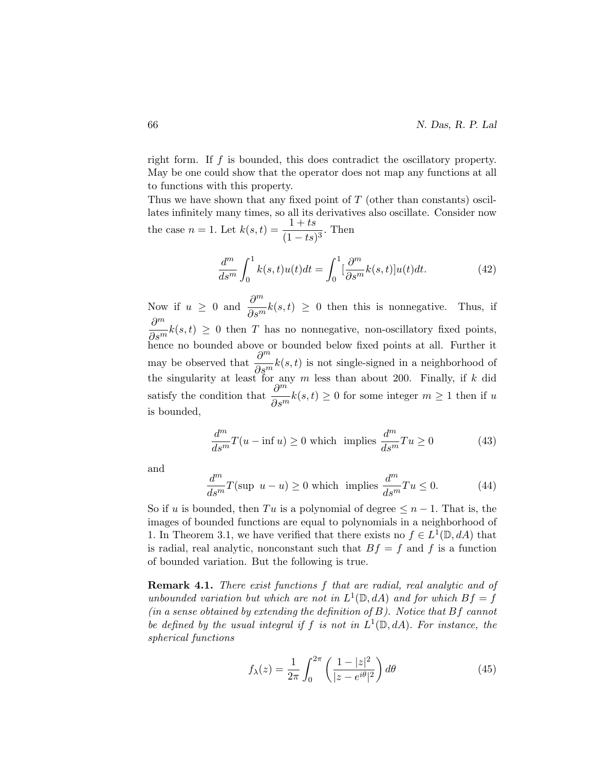right form. If $f$ is bounded, this does contradict the oscillatory property. May be one could show that the operator does not map any functions at all to functions with this property.

Thus we have shown that any fixed point of $T$ (other than constants) oscillates infinitely many times, so all its derivatives also oscillate. Consider now the case $n = 1$. Let $k(s,t) = \dfrac{1+ts}{(1-ts)^3}$. Then

$$\frac{d^m}{ds^m}\int_0^1 k(s,t)u(t)dt = \int_0^1 [\frac{\partial^m}{\partial s^m}k(s,t)]u(t)dt. \tag{42}$$

Now if $u \geq 0$ and $\dfrac{\partial^m}{\partial s^m}k(s,t) \geq 0$ then this is nonnegative. Thus, if $\dfrac{\partial^m}{\partial s^m}k(s,t) \geq 0$ then $T$ has no nonnegative, non-oscillatory fixed points, hence no bounded above or bounded below fixed points at all. Further it may be observed that $\dfrac{\partial^m}{\partial s^m}k(s,t)$ is not single-signed in a neighborhood of the singularity at least for any $m$ less than about 200. Finally, if $k$ did satisfy the condition that $\dfrac{\partial^m}{\partial s^m}k(s,t) \geq 0$ for some integer $m \geq 1$ then if $u$ is bounded,

$$\frac{d^m}{ds^m}T(u - \inf u) \geq 0 \text{ which implies } \frac{d^m}{ds^m}Tu \geq 0 \tag{43}$$

and

$$\frac{d^m}{ds^m}T(\sup\ u - u) \geq 0 \text{ which implies } \frac{d^m}{ds^m}Tu \leq 0. \tag{44}$$

So if $u$ is bounded, then $Tu$ is a polynomial of degree $\leq n-1$. That is, the images of bounded functions are equal to polynomials in a neighborhood of 1. In Theorem 3.1, we have verified that there exists no $f \in L^1(\mathbb{D}, dA)$ that is radial, real analytic, nonconstant such that $Bf = f$ and $f$ is a function of bounded variation. But the following is true.

**Remark 4.1.** *There exist functions $f$ that are radial, real analytic and of unbounded variation but which are not in $L^1(\mathbb{D}, dA)$ and for which $Bf = f$ (in a sense obtained by extending the definition of $B$). Notice that $Bf$ cannot be defined by the usual integral if $f$ is not in $L^1(\mathbb{D}, dA)$. For instance, the spherical functions*

$$f_\lambda(z) = \frac{1}{2\pi}\int_0^{2\pi}\left(\frac{1-|z|^2}{|z-e^{i\theta}|^2}\right)d\theta \tag{45}$$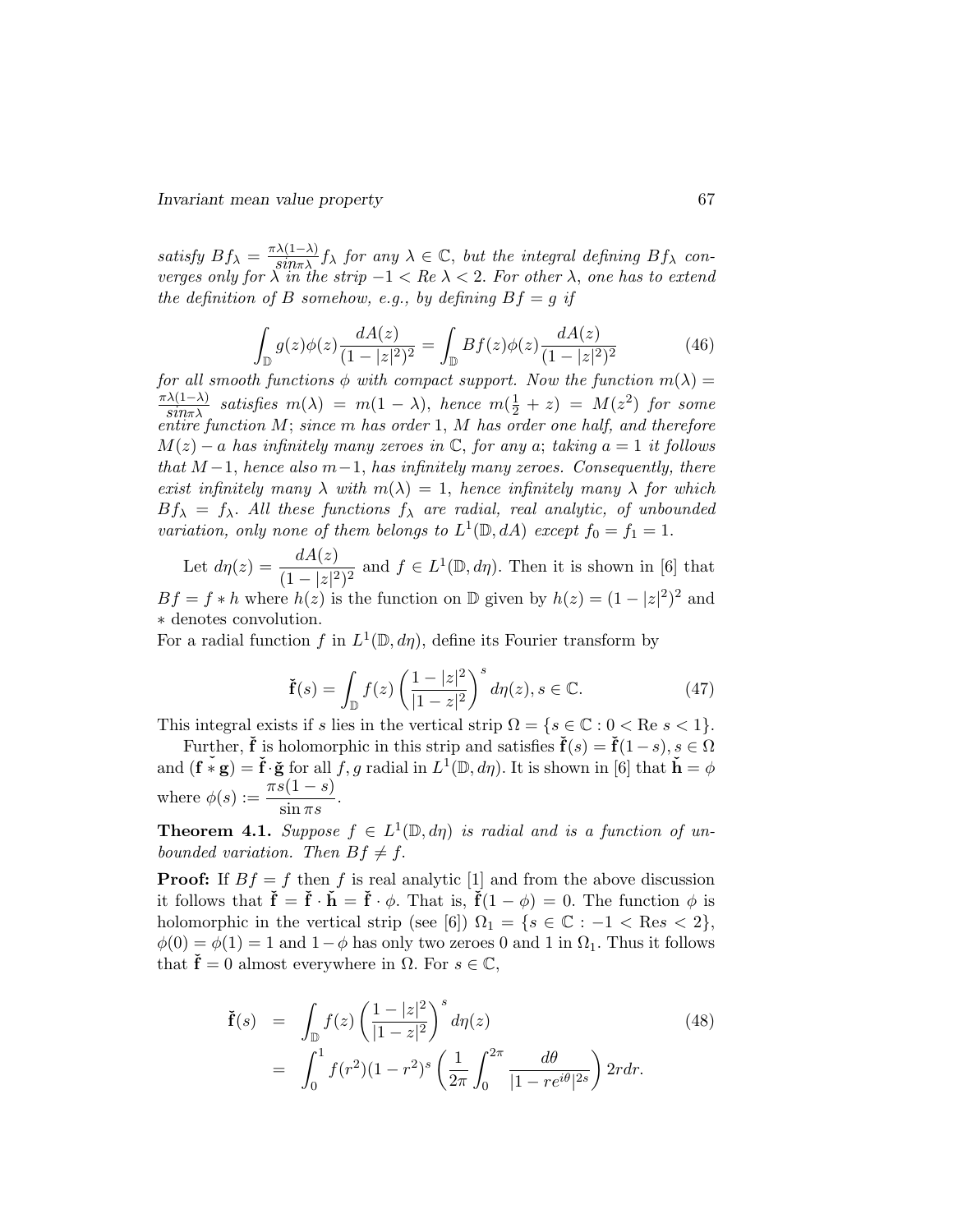*satisfy $Bf_\lambda = \frac{\pi\lambda(1-\lambda)}{sin\pi\lambda} f_\lambda$ for any $\lambda \in \mathbb{C}$, but the integral defining $Bf_\lambda$ converges only for $\lambda$ in the strip $-1 < Re\ \lambda < 2$. For other $\lambda$, one has to extend the definition of $B$ somehow, e.g., by defining $Bf = g$ if*

$$\int_{\mathbb{D}} g(z)\phi(z)\frac{dA(z)}{(1-|z|^2)^2} = \int_{\mathbb{D}} Bf(z)\phi(z)\frac{dA(z)}{(1-|z|^2)^2} \tag{46}$$

*for all smooth functions $\phi$ with compact support. Now the function $m(\lambda) = \frac{\pi\lambda(1-\lambda)}{sin\pi\lambda}$ satisfies $m(\lambda) = m(1-\lambda)$, hence $m(\frac{1}{2}+z) = M(z^2)$ for some entire function $M$; since $m$ has order 1, $M$ has order one half, and therefore $M(z) - a$ has infinitely many zeroes in $\mathbb{C}$, for any $a$; taking $a = 1$ it follows that $M-1$, hence also $m-1$, has infinitely many zeroes. Consequently, there exist infinitely many $\lambda$ with $m(\lambda) = 1$, hence infinitely many $\lambda$ for which $Bf_\lambda = f_\lambda$. All these functions $f_\lambda$ are radial, real analytic, of unbounded variation, only none of them belongs to $L^1(\mathbb{D}, dA)$ except $f_0 = f_1 = 1$.*

Let $d\eta(z) = \dfrac{dA(z)}{(1-|z|^2)^2}$ and $f \in L^1(\mathbb{D}, d\eta)$. Then it is shown in [6] that $Bf = f * h$ where $h(z)$ is the function on $\mathbb{D}$ given by $h(z) = (1-|z|^2)^2$ and $*$ denotes convolution.

For a radial function $f$ in $L^1(\mathbb{D}, d\eta)$, define its Fourier transform by

$$\check{\mathbf{f}}(s) = \int_{\mathbb{D}} f(z)\left(\frac{1-|z|^2}{|1-z|^2}\right)^s d\eta(z), s \in \mathbb{C}. \tag{47}$$

This integral exists if $s$ lies in the vertical strip $\Omega = \{s \in \mathbb{C} : 0 < \text{Re } s < 1\}$.

Further, $\check{\mathbf{f}}$ is holomorphic in this strip and satisfies $\check{\mathbf{f}}(s) = \check{\mathbf{f}}(1-s), s \in \Omega$ and $(\mathbf{f} \check{*} \mathbf{g}) = \check{\mathbf{f}} \cdot \check{\mathbf{g}}$ for all $f, g$ radial in $L^1(\mathbb{D}, d\eta)$. It is shown in [6] that $\check{\mathbf{h}} = \phi$ where $\phi(s) := \dfrac{\pi s(1-s)}{\sin \pi s}$.

**Theorem 4.1.** *Suppose $f \in L^1(\mathbb{D}, d\eta)$ is radial and is a function of unbounded variation. Then $Bf \neq f$.*

**Proof:** If $Bf = f$ then $f$ is real analytic [1] and from the above discussion it follows that $\check{\mathbf{f}} = \check{\mathbf{f}} \cdot \check{\mathbf{h}} = \check{\mathbf{f}} \cdot \phi$. That is, $\check{\mathbf{f}}(1-\phi) = 0$. The function $\phi$ is holomorphic in the vertical strip (see [6]) $\Omega_1 = \{s \in \mathbb{C} : -1 < \text{Re}s < 2\}$, $\phi(0) = \phi(1) = 1$ and $1-\phi$ has only two zeroes 0 and 1 in $\Omega_1$. Thus it follows that $\check{\mathbf{f}} = 0$ almost everywhere in $\Omega$. For $s \in \mathbb{C}$,

$$\begin{aligned}
\check{\mathbf{f}}(s) &= \int_{\mathbb{D}} f(z)\left(\frac{1-|z|^2}{|1-z|^2}\right)^s d\eta(z) \\
&= \int_0^1 f(r^2)(1-r^2)^s \left(\frac{1}{2\pi}\int_0^{2\pi} \frac{d\theta}{|1-re^{i\theta}|^{2s}}\right) 2rdr.
\end{aligned} \tag{48}$$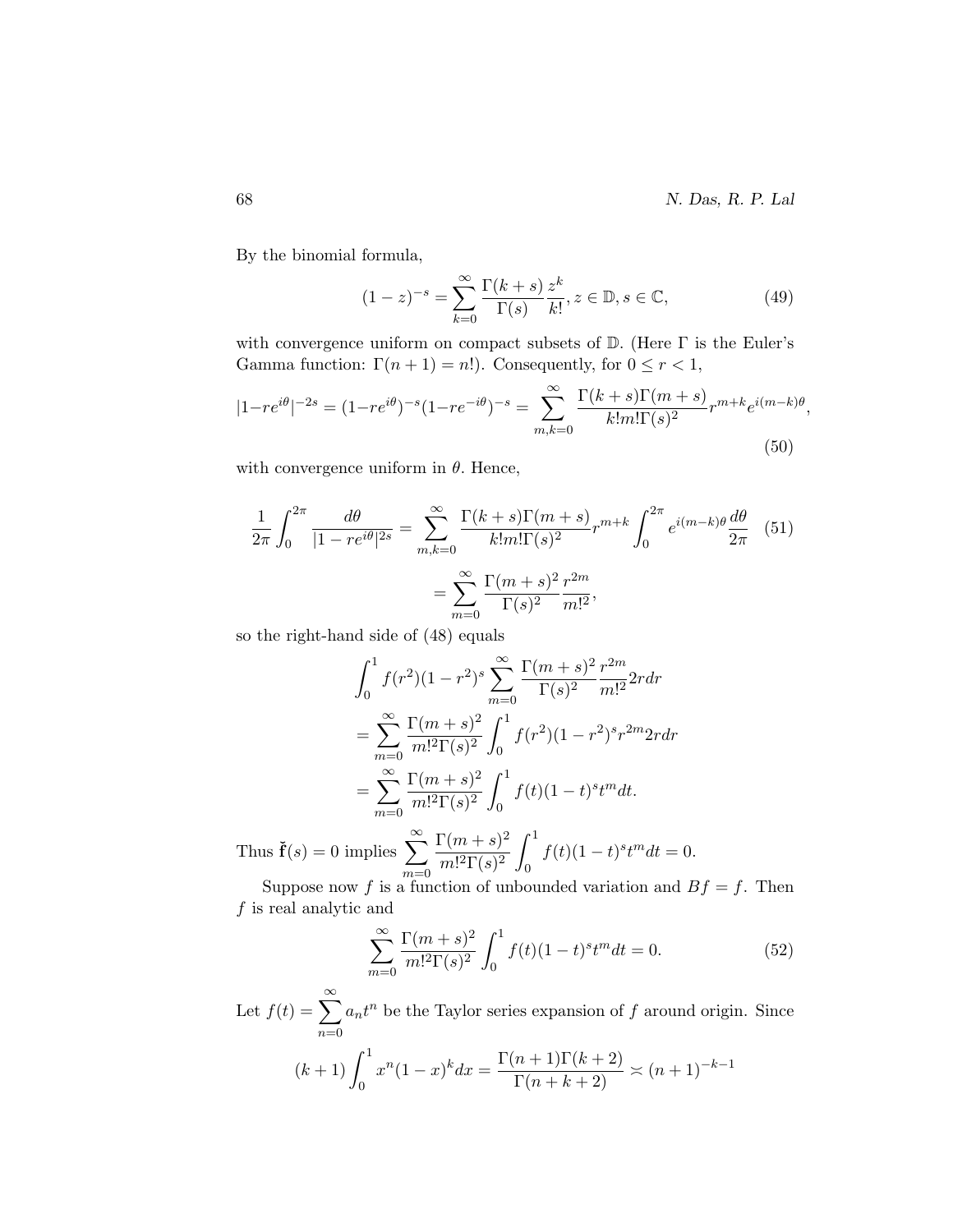By the binomial formula,

$$(1-z)^{-s} = \sum_{k=0}^{\infty} \frac{\Gamma(k+s)}{\Gamma(s)} \frac{z^k}{k!}, z \in \mathbb{D}, s \in \mathbb{C}, \tag{49}$$

with convergence uniform on compact subsets of $\mathbb{D}$. (Here $\Gamma$ is the Euler's Gamma function: $\Gamma(n+1) = n!$). Consequently, for $0 \leq r < 1$,

$$|1-re^{i\theta}|^{-2s} = (1-re^{i\theta})^{-s}(1-re^{-i\theta})^{-s} = \sum_{m,k=0}^{\infty} \frac{\Gamma(k+s)\Gamma(m+s)}{k!m!\Gamma(s)^2} r^{m+k} e^{i(m-k)\theta}, \tag{50}$$

with convergence uniform in $\theta$. Hence,

$$\begin{aligned} \frac{1}{2\pi}\int_0^{2\pi} \frac{d\theta}{|1-re^{i\theta}|^{2s}} &= \sum_{m,k=0}^{\infty} \frac{\Gamma(k+s)\Gamma(m+s)}{k!m!\Gamma(s)^2} r^{m+k} \int_0^{2\pi} e^{i(m-k)\theta} \frac{d\theta}{2\pi} \\ &= \sum_{m=0}^{\infty} \frac{\Gamma(m+s)^2}{\Gamma(s)^2} \frac{r^{2m}}{m!^2}, \end{aligned} \tag{51}$$

so the right-hand side of (48) equals

$$\begin{aligned} &\int_0^1 f(r^2)(1-r^2)^s \sum_{m=0}^{\infty} \frac{\Gamma(m+s)^2}{\Gamma(s)^2} \frac{r^{2m}}{m!^2} 2rdr \\ &= \sum_{m=0}^{\infty} \frac{\Gamma(m+s)^2}{m!^2\Gamma(s)^2} \int_0^1 f(r^2)(1-r^2)^s r^{2m} 2rdr \\ &= \sum_{m=0}^{\infty} \frac{\Gamma(m+s)^2}{m!^2\Gamma(s)^2} \int_0^1 f(t)(1-t)^s t^m dt. \end{aligned}$$

Thus $\check{\mathbf{f}}(s) = 0$ implies $\displaystyle\sum_{m=0}^{\infty} \frac{\Gamma(m+s)^2}{m!^2\Gamma(s)^2} \int_0^1 f(t)(1-t)^s t^m dt = 0.$

Suppose now $f$ is a function of unbounded variation and $Bf = f$. Then $f$ is real analytic and

$$\sum_{m=0}^{\infty} \frac{\Gamma(m+s)^2}{m!^2\Gamma(s)^2} \int_0^1 f(t)(1-t)^s t^m dt = 0. \tag{52}$$

Let $f(t) = \displaystyle\sum_{n=0}^{\infty} a_n t^n$ be the Taylor series expansion of $f$ around origin. Since

$$(k+1)\int_0^1 x^n(1-x)^k dx = \frac{\Gamma(n+1)\Gamma(k+2)}{\Gamma(n+k+2)} \asymp (n+1)^{-k-1}$$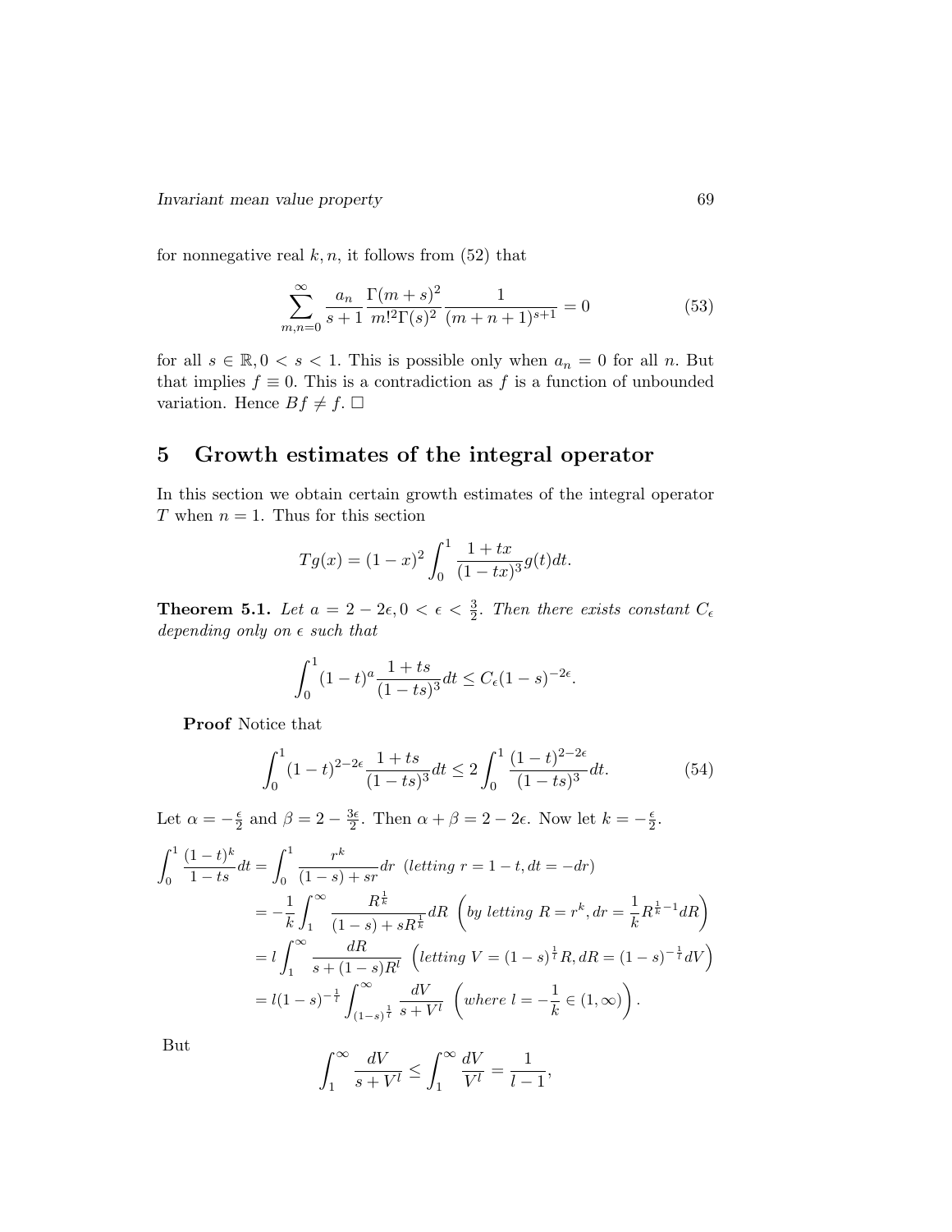for nonnegative real $k, n$, it follows from (52) that

$$\sum_{m,n=0}^{\infty} \frac{a_n}{s+1} \frac{\Gamma(m+s)^2}{m!^2\Gamma(s)^2} \frac{1}{(m+n+1)^{s+1}} = 0 \tag{53}$$

for all $s \in \mathbb{R}, 0 < s < 1$. This is possible only when $a_n = 0$ for all $n$. But that implies $f \equiv 0$. This is a contradiction as $f$ is a function of unbounded variation. Hence $Bf \neq f$. $\square$

# 5 Growth estimates of the integral operator

In this section we obtain certain growth estimates of the integral operator $T$ when $n = 1$. Thus for this section

$$Tg(x) = (1-x)^2 \int_0^1 \frac{1+tx}{(1-tx)^3} g(t)dt.$$

**Theorem 5.1.** *Let $a = 2 - 2\epsilon, 0 < \epsilon < \frac{3}{2}$. Then there exists constant $C_\epsilon$ depending only on $\epsilon$ such that*

$$\int_0^1 (1-t)^a \frac{1+ts}{(1-ts)^3} dt \leq C_\epsilon (1-s)^{-2\epsilon}.$$

**Proof** Notice that

$$\int_0^1 (1-t)^{2-2\epsilon} \frac{1+ts}{(1-ts)^3} dt \leq 2\int_0^1 \frac{(1-t)^{2-2\epsilon}}{(1-ts)^3} dt. \tag{54}$$

Let $\alpha = -\frac{\epsilon}{2}$ and $\beta = 2 - \frac{3\epsilon}{2}$. Then $\alpha + \beta = 2 - 2\epsilon$. Now let $k = -\frac{\epsilon}{2}$.

$$\begin{aligned}
\int_0^1 \frac{(1-t)^k}{1-ts} dt &= \int_0^1 \frac{r^k}{(1-s)+sr} dr \;\; (\textit{letting } r = 1-t, dt = -dr) \\
&= -\frac{1}{k} \int_1^\infty \frac{R^{\frac{1}{k}}}{(1-s)+sR^{\frac{1}{k}}} dR \;\; \left(\textit{by letting } R = r^k, dr = \frac{1}{k} R^{\frac{1}{k}-1} dR\right) \\
&= l \int_1^\infty \frac{dR}{s+(1-s)R^l} \;\; \left(\textit{letting } V = (1-s)^{\frac{1}{l}} R, dR = (1-s)^{-\frac{1}{l}} dV\right) \\
&= l(1-s)^{-\frac{1}{l}} \int_{(1-s)^{\frac{1}{l}}}^\infty \frac{dV}{s+V^l} \;\; \left(\textit{where } l = -\frac{1}{k} \in (1,\infty)\right).
\end{aligned}$$

But

$$\int_1^\infty \frac{dV}{s+V^l} \leq \int_1^\infty \frac{dV}{V^l} = \frac{1}{l-1},$$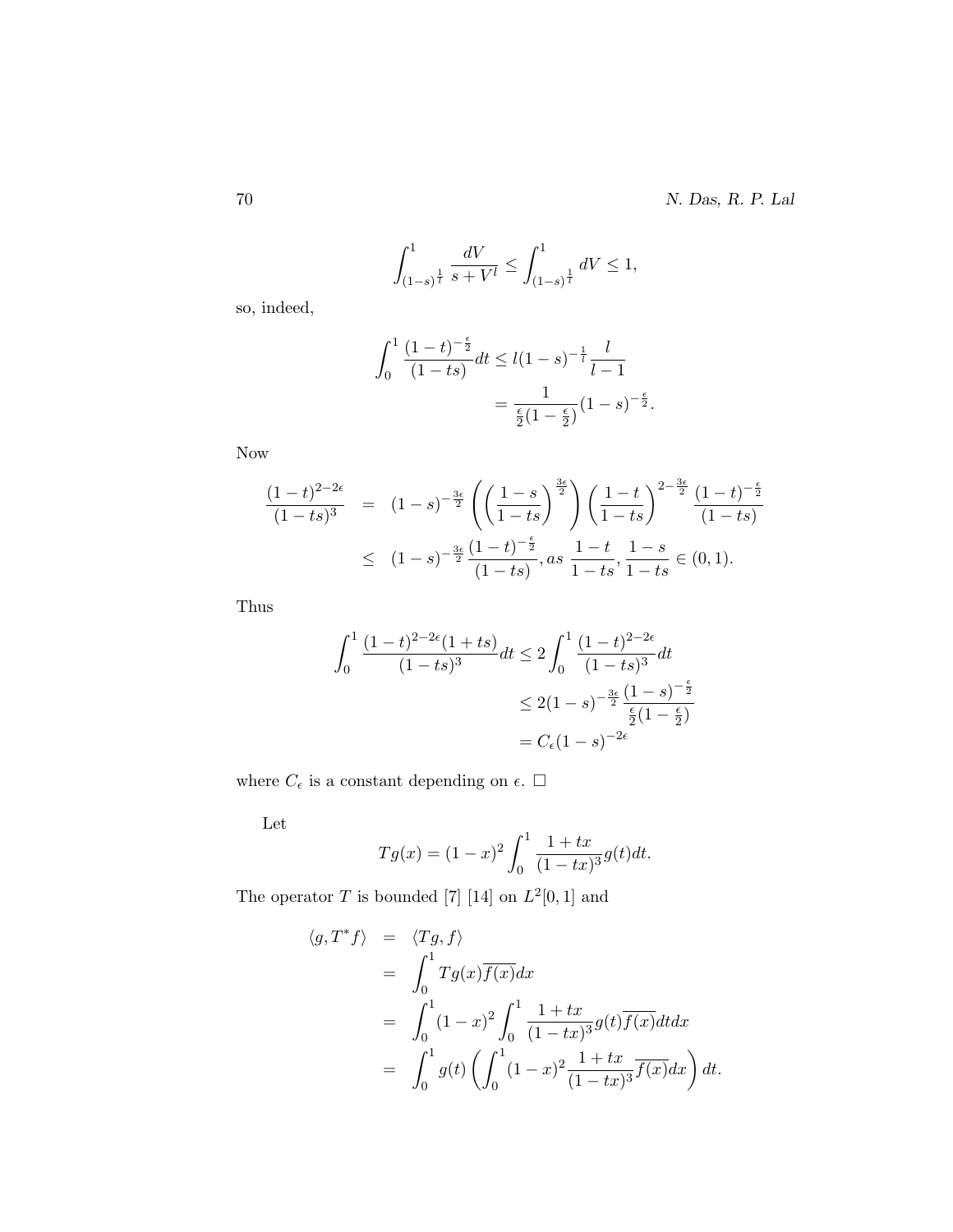$$\int_{(1-s)^{\frac{1}{l}}}^{1} \frac{dV}{s+V^l} \leq \int_{(1-s)^{\frac{1}{l}}}^{1} dV \leq 1,$$

so, indeed,

$$\begin{aligned}
\int_0^1 \frac{(1-t)^{-\frac{\epsilon}{2}}}{(1-ts)} dt &\leq l(1-s)^{-\frac{1}{l}} \frac{l}{l-1} \\
&= \frac{1}{\frac{\epsilon}{2}(1-\frac{\epsilon}{2})}(1-s)^{-\frac{\epsilon}{2}}.
\end{aligned}$$

Now

$$\begin{aligned}
\frac{(1-t)^{2-2\epsilon}}{(1-ts)^3} &= (1-s)^{-\frac{3\epsilon}{2}} \left( \left( \frac{1-s}{1-ts} \right)^{\frac{3\epsilon}{2}} \right) \left( \frac{1-t}{1-ts} \right)^{2-\frac{3\epsilon}{2}} \frac{(1-t)^{-\frac{\epsilon}{2}}}{(1-ts)} \\
&\leq (1-s)^{-\frac{3\epsilon}{2}} \frac{(1-t)^{-\frac{\epsilon}{2}}}{(1-ts)}, as \ \frac{1-t}{1-ts}, \frac{1-s}{1-ts} \in (0,1).
\end{aligned}$$

Thus

$$\begin{aligned}
\int_0^1 \frac{(1-t)^{2-2\epsilon}(1+ts)}{(1-ts)^3} dt &\leq 2\int_0^1 \frac{(1-t)^{2-2\epsilon}}{(1-ts)^3} dt \\
&\leq 2(1-s)^{-\frac{3\epsilon}{2}} \frac{(1-s)^{-\frac{\epsilon}{2}}}{\frac{\epsilon}{2}(1-\frac{\epsilon}{2})} \\
&= C_\epsilon (1-s)^{-2\epsilon}
\end{aligned}$$

where $C_\epsilon$ is a constant depending on $\epsilon$. □

Let

$$Tg(x) = (1-x)^2 \int_0^1 \frac{1+tx}{(1-tx)^3} g(t) dt.$$

The operator $T$ is bounded [7] [14] on $L^2[0,1]$ and

$$\begin{aligned}
\langle g, T^* f \rangle &= \langle Tg, f \rangle \\
&= \int_0^1 Tg(x)\overline{f(x)} dx \\
&= \int_0^1 (1-x)^2 \int_0^1 \frac{1+tx}{(1-tx)^3} g(t)\overline{f(x)} dt dx \\
&= \int_0^1 g(t) \left( \int_0^1 (1-x)^2 \frac{1+tx}{(1-tx)^3} \overline{f(x)} dx \right) dt.
\end{aligned}$$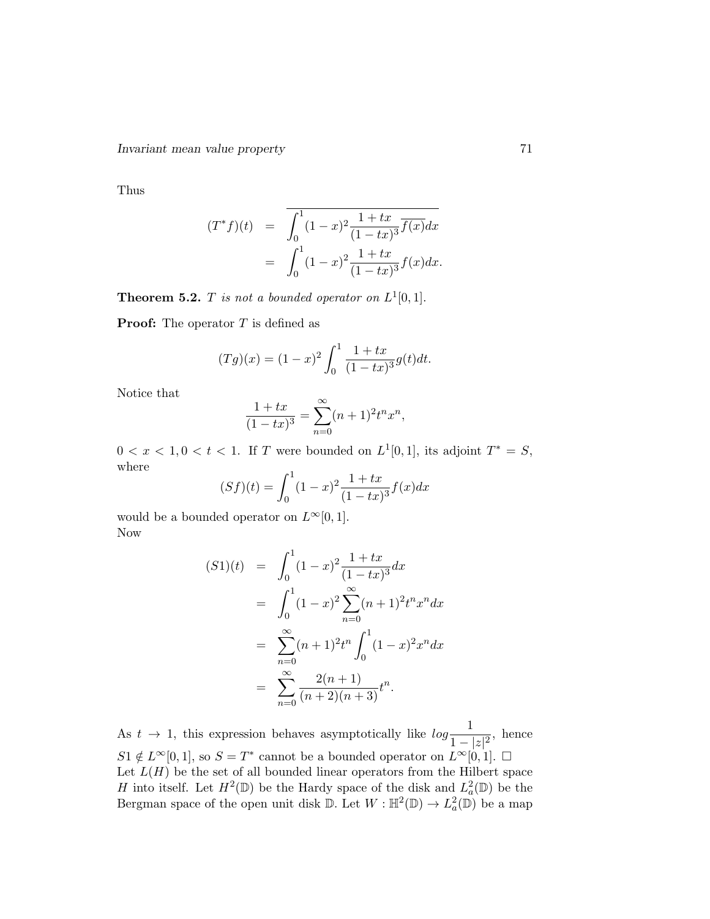Thus

$$
\begin{aligned}
(T^*f)(t) &= \overline{\int_0^1 (1-x)^2 \frac{1+tx}{(1-tx)^3} \overline{f(x)} dx} \\
&= \int_0^1 (1-x)^2 \frac{1+tx}{(1-tx)^3} f(x) dx.
\end{aligned}
$$

**Theorem 5.2.** *$T$ is not a bounded operator on $L^1[0,1]$.*

**Proof:** The operator $T$ is defined as

$$
(Tg)(x) = (1-x)^2 \int_0^1 \frac{1+tx}{(1-tx)^3} g(t) dt.
$$

Notice that

$$
\frac{1+tx}{(1-tx)^3} = \sum_{n=0}^{\infty} (n+1)^2 t^n x^n,
$$

$0 < x < 1, 0 < t < 1$. If $T$ were bounded on $L^1[0,1]$, its adjoint $T^* = S$, where

$$
(Sf)(t) = \int_0^1 (1-x)^2 \frac{1+tx}{(1-tx)^3} f(x) dx
$$

would be a bounded operator on $L^\infty[0,1]$.
Now

$$
\begin{aligned}
(S1)(t) &= \int_0^1 (1-x)^2 \frac{1+tx}{(1-tx)^3} dx \\
&= \int_0^1 (1-x)^2 \sum_{n=0}^{\infty} (n+1)^2 t^n x^n dx \\
&= \sum_{n=0}^{\infty} (n+1)^2 t^n \int_0^1 (1-x)^2 x^n dx \\
&= \sum_{n=0}^{\infty} \frac{2(n+1)}{(n+2)(n+3)} t^n.
\end{aligned}
$$

As $t \to 1$, this expression behaves asymptotically like $log \dfrac{1}{1-|z|^2}$, hence $S1 \notin L^\infty[0,1]$, so $S = T^*$ cannot be a bounded operator on $L^\infty[0,1]$. □

Let $L(H)$ be the set of all bounded linear operators from the Hilbert space $H$ into itself. Let $H^2(\mathbb{D})$ be the Hardy space of the disk and $L_a^2(\mathbb{D})$ be the Bergman space of the open unit disk $\mathbb{D}$. Let $W : \mathbb{H}^2(\mathbb{D}) \to L_a^2(\mathbb{D})$ be a map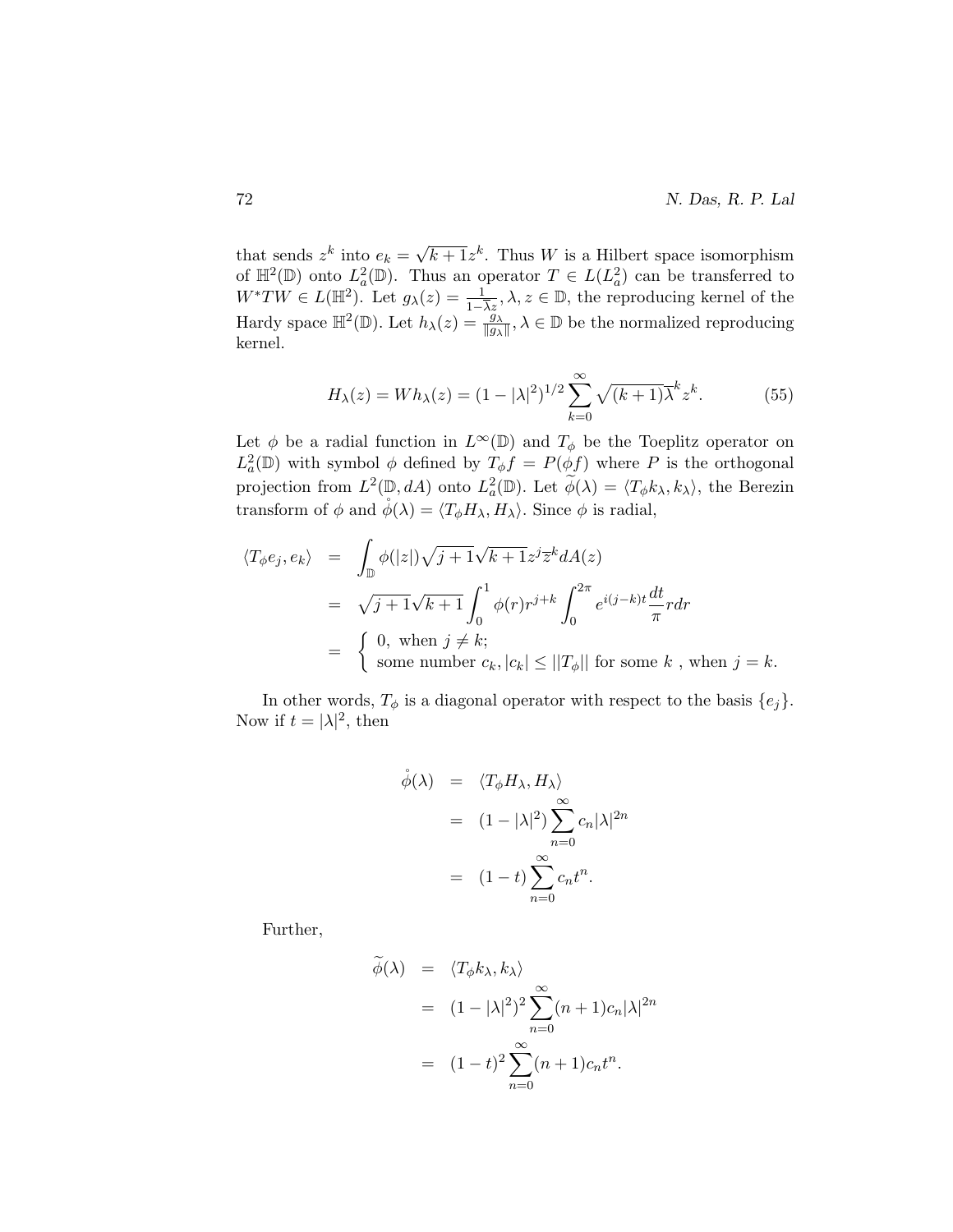that sends $z^k$ into $e_k = \sqrt{k+1}z^k$. Thus $W$ is a Hilbert space isomorphism of $\mathbb{H}^2(\mathbb{D})$ onto $L^2_a(\mathbb{D})$. Thus an operator $T \in L(L^2_a)$ can be transferred to $W^*TW \in L(\mathbb{H}^2)$. Let $g_\lambda(z) = \frac{1}{1-\overline{\lambda}z}, \lambda, z \in \mathbb{D}$, the reproducing kernel of the Hardy space $\mathbb{H}^2(\mathbb{D})$. Let $h_\lambda(z) = \frac{g_\lambda}{\|g_\lambda\|}, \lambda \in \mathbb{D}$ be the normalized reproducing kernel.

$$H_\lambda(z) = Wh_\lambda(z) = (1-|\lambda|^2)^{1/2} \sum_{k=0}^{\infty} \sqrt{(k+1)}\overline{\lambda}^k z^k. \tag{55}$$

Let $\phi$ be a radial function in $L^\infty(\mathbb{D})$ and $T_\phi$ be the Toeplitz operator on $L^2_a(\mathbb{D})$ with symbol $\phi$ defined by $T_\phi f = P(\phi f)$ where $P$ is the orthogonal projection from $L^2(\mathbb{D}, dA)$ onto $L^2_a(\mathbb{D})$. Let $\widetilde{\phi}(\lambda) = \langle T_\phi k_\lambda, k_\lambda \rangle$, the Berezin transform of $\phi$ and $\mathring{\phi}(\lambda) = \langle T_\phi H_\lambda, H_\lambda \rangle$. Since $\phi$ is radial,

$$\begin{aligned}
\langle T_\phi e_j, e_k \rangle &= \int_{\mathbb{D}} \phi(|z|)\sqrt{j+1}\sqrt{k+1}z^j \overline{z}^k dA(z) \\
&= \sqrt{j+1}\sqrt{k+1}\int_0^1 \phi(r) r^{j+k} \int_0^{2\pi} e^{i(j-k)t}\frac{dt}{\pi} r dr \\
&= \begin{cases} 0, \text{ when } j \neq k; \\ \text{some number } c_k, |c_k| \leq ||T_\phi|| \text{ for some } k \text{ , when } j = k. \end{cases}
\end{aligned}$$

In other words, $T_\phi$ is a diagonal operator with respect to the basis $\{e_j\}$. Now if $t = |\lambda|^2$, then

$$\begin{aligned}
\mathring{\phi}(\lambda) &= \langle T_\phi H_\lambda, H_\lambda \rangle \\
&= (1-|\lambda|^2)\sum_{n=0}^{\infty} c_n |\lambda|^{2n} \\
&= (1-t)\sum_{n=0}^{\infty} c_n t^n.
\end{aligned}$$

Further,

$$\begin{aligned}
\widetilde{\phi}(\lambda) &= \langle T_\phi k_\lambda, k_\lambda \rangle \\
&= (1-|\lambda|^2)^2 \sum_{n=0}^{\infty} (n+1)c_n |\lambda|^{2n} \\
&= (1-t)^2 \sum_{n=0}^{\infty} (n+1)c_n t^n.
\end{aligned}$$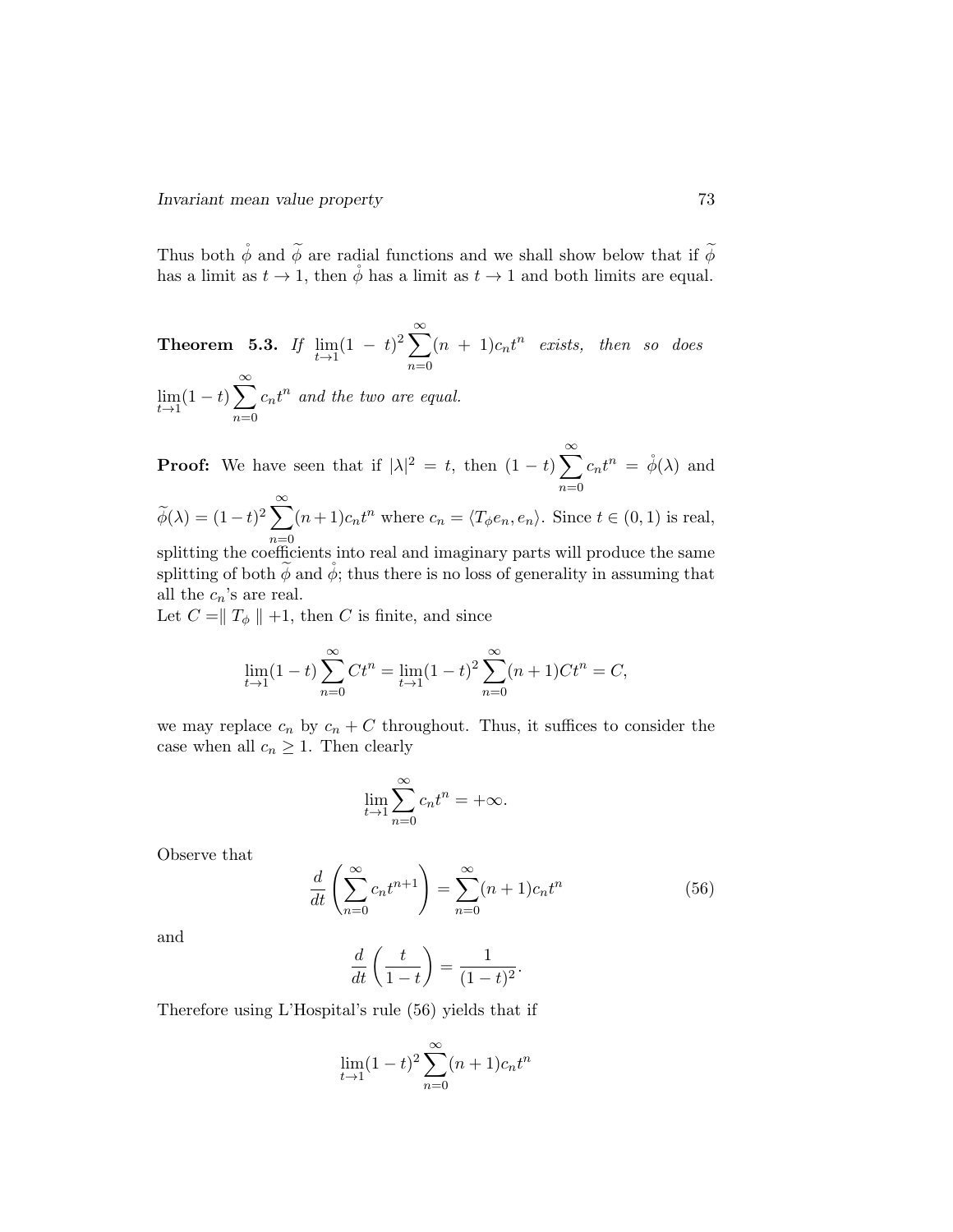Thus both $\mathring{\phi}$ and $\widetilde{\phi}$ are radial functions and we shall show below that if $\widetilde{\phi}$ has a limit as $t \to 1$, then $\mathring{\phi}$ has a limit as $t \to 1$ and both limits are equal.

**Theorem 5.3.** *If* $\lim_{t\to 1}(1-t)^2 \sum_{n=0}^{\infty}(n+1)c_n t^n$ *exists, then so does* $\lim_{t\to 1}(1-t)\sum_{n=0}^{\infty} c_n t^n$ *and the two are equal.*

**Proof:** We have seen that if $|\lambda|^2 = t$, then $(1-t)\sum_{n=0}^{\infty} c_n t^n = \mathring{\phi}(\lambda)$ and $\widetilde{\phi}(\lambda) = (1-t)^2 \sum_{n=0}^{\infty}(n+1)c_n t^n$ where $c_n = \langle T_\phi e_n, e_n\rangle$. Since $t \in (0,1)$ is real, splitting the coefficients into real and imaginary parts will produce the same splitting of both $\widetilde{\phi}$ and $\mathring{\phi}$; thus there is no loss of generality in assuming that all the $c_n$'s are real.
Let $C = \| T_\phi \| + 1$, then $C$ is finite, and since

$$\lim_{t\to 1}(1-t)\sum_{n=0}^{\infty} C t^n = \lim_{t\to 1}(1-t)^2 \sum_{n=0}^{\infty}(n+1) C t^n = C,$$

we may replace $c_n$ by $c_n + C$ throughout. Thus, it suffices to consider the case when all $c_n \geq 1$. Then clearly

$$\lim_{t\to 1}\sum_{n=0}^{\infty} c_n t^n = +\infty.$$

Observe that

$$\frac{d}{dt}\left(\sum_{n=0}^{\infty} c_n t^{n+1}\right) = \sum_{n=0}^{\infty}(n+1)c_n t^n \tag{56}$$

and

$$\frac{d}{dt}\left(\frac{t}{1-t}\right) = \frac{1}{(1-t)^2}.$$

Therefore using L'Hospital's rule (56) yields that if

$$\lim_{t\to 1}(1-t)^2 \sum_{n=0}^{\infty}(n+1)c_n t^n$$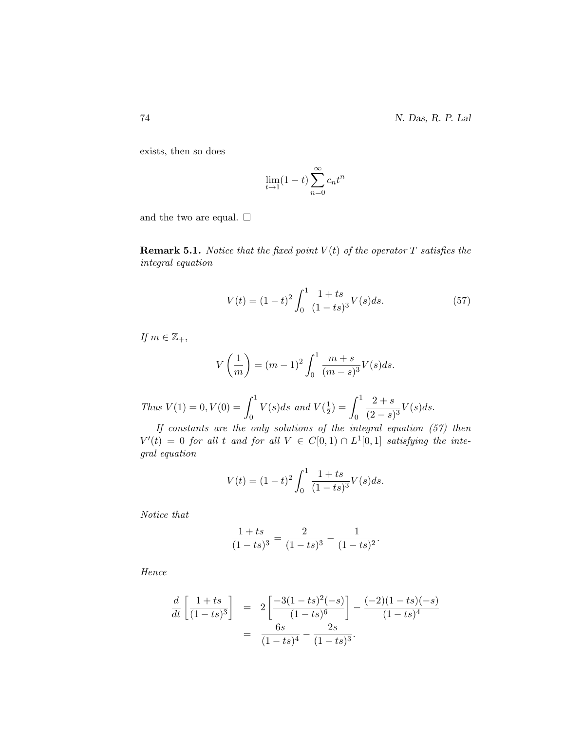exists, then so does

$$\lim_{t\to 1}(1-t)\sum_{n=0}^{\infty} c_n t^n$$

and the two are equal. $\square$

**Remark 5.1.** *Notice that the fixed point $V(t)$ of the operator $T$ satisfies the integral equation*

$$V(t) = (1-t)^2 \int_0^1 \frac{1+ts}{(1-ts)^3} V(s)ds. \tag{57}$$

*If $m \in \mathbb{Z}_+$,*

$$V\left(\frac{1}{m}\right) = (m-1)^2 \int_0^1 \frac{m+s}{(m-s)^3} V(s)ds.$$

*Thus $V(1) = 0, V(0) = \int_0^1 V(s)ds$ and $V(\frac{1}{2}) = \int_0^1 \frac{2+s}{(2-s)^3} V(s)ds.$*

*If constants are the only solutions of the integral equation (57) then $V'(t) = 0$ for all $t$ and for all $V \in C[0,1) \cap L^1[0,1]$ satisfying the integral equation*

$$V(t) = (1-t)^2 \int_0^1 \frac{1+ts}{(1-ts)^3} V(s)ds.$$

*Notice that*

$$\frac{1+ts}{(1-ts)^3} = \frac{2}{(1-ts)^3} - \frac{1}{(1-ts)^2}.$$

*Hence*

$$\begin{aligned}
\frac{d}{dt}\left[\frac{1+ts}{(1-ts)^3}\right] &= 2\left[\frac{-3(1-ts)^2(-s)}{(1-ts)^6}\right] - \frac{(-2)(1-ts)(-s)}{(1-ts)^4} \\
&= \frac{6s}{(1-ts)^4} - \frac{2s}{(1-ts)^3}.
\end{aligned}$$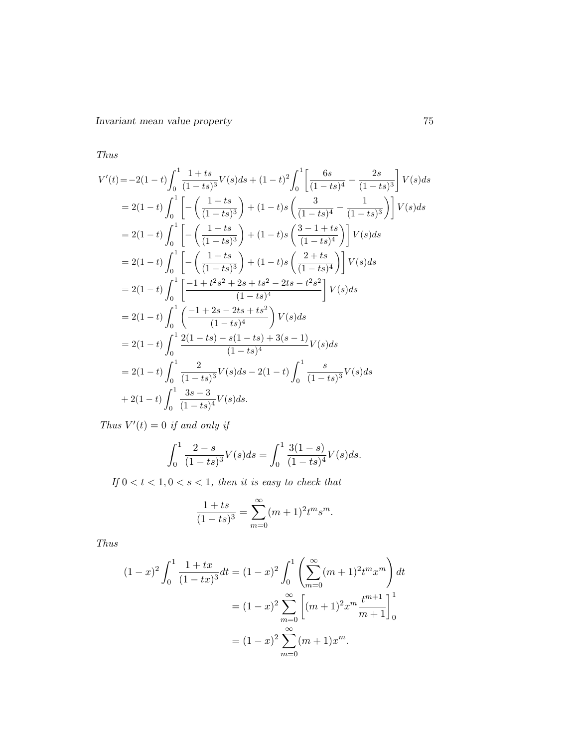*Thus*

$$
\begin{aligned}
V'(t) &= -2(1-t)\int_0^1 \frac{1+ts}{(1-ts)^3}V(s)ds + (1-t)^2\int_0^1 \left[\frac{6s}{(1-ts)^4} - \frac{2s}{(1-ts)^3}\right]V(s)ds \\
&= 2(1-t)\int_0^1 \left[-\left(\frac{1+ts}{(1-ts)^3}\right) + (1-t)s\left(\frac{3}{(1-ts)^4} - \frac{1}{(1-ts)^3}\right)\right]V(s)ds \\
&= 2(1-t)\int_0^1 \left[-\left(\frac{1+ts}{(1-ts)^3}\right) + (1-t)s\left(\frac{3-1+ts}{(1-ts)^4}\right)\right]V(s)ds \\
&= 2(1-t)\int_0^1 \left[-\left(\frac{1+ts}{(1-ts)^3}\right) + (1-t)s\left(\frac{2+ts}{(1-ts)^4}\right)\right]V(s)ds \\
&= 2(1-t)\int_0^1 \left[\frac{-1+t^2s^2+2s+ts^2-2ts-t^2s^2}{(1-ts)^4}\right]V(s)ds \\
&= 2(1-t)\int_0^1 \left(\frac{-1+2s-2ts+ts^2}{(1-ts)^4}\right)V(s)ds \\
&= 2(1-t)\int_0^1 \frac{2(1-ts)-s(1-ts)+3(s-1)}{(1-ts)^4}V(s)ds \\
&= 2(1-t)\int_0^1 \frac{2}{(1-ts)^3}V(s)ds - 2(1-t)\int_0^1 \frac{s}{(1-ts)^3}V(s)ds \\
&+ 2(1-t)\int_0^1 \frac{3s-3}{(1-ts)^4}V(s)ds.
\end{aligned}
$$

*Thus* $V'(t) = 0$ *if and only if*

$$
\int_0^1 \frac{2-s}{(1-ts)^3}V(s)ds = \int_0^1 \frac{3(1-s)}{(1-ts)^4}V(s)ds.
$$

*If* $0 < t < 1, 0 < s < 1$, *then it is easy to check that*

$$
\frac{1+ts}{(1-ts)^3} = \sum_{m=0}^{\infty}(m+1)^2 t^m s^m.
$$

*Thus*

$$
\begin{aligned}
(1-x)^2\int_0^1 \frac{1+tx}{(1-tx)^3}dt &= (1-x)^2\int_0^1 \left(\sum_{m=0}^{\infty}(m+1)^2 t^m x^m\right)dt \\
&= (1-x)^2\sum_{m=0}^{\infty}\left[(m+1)^2 x^m \frac{t^{m+1}}{m+1}\right]_0^1 \\
&= (1-x)^2\sum_{m=0}^{\infty}(m+1)x^m.
\end{aligned}
$$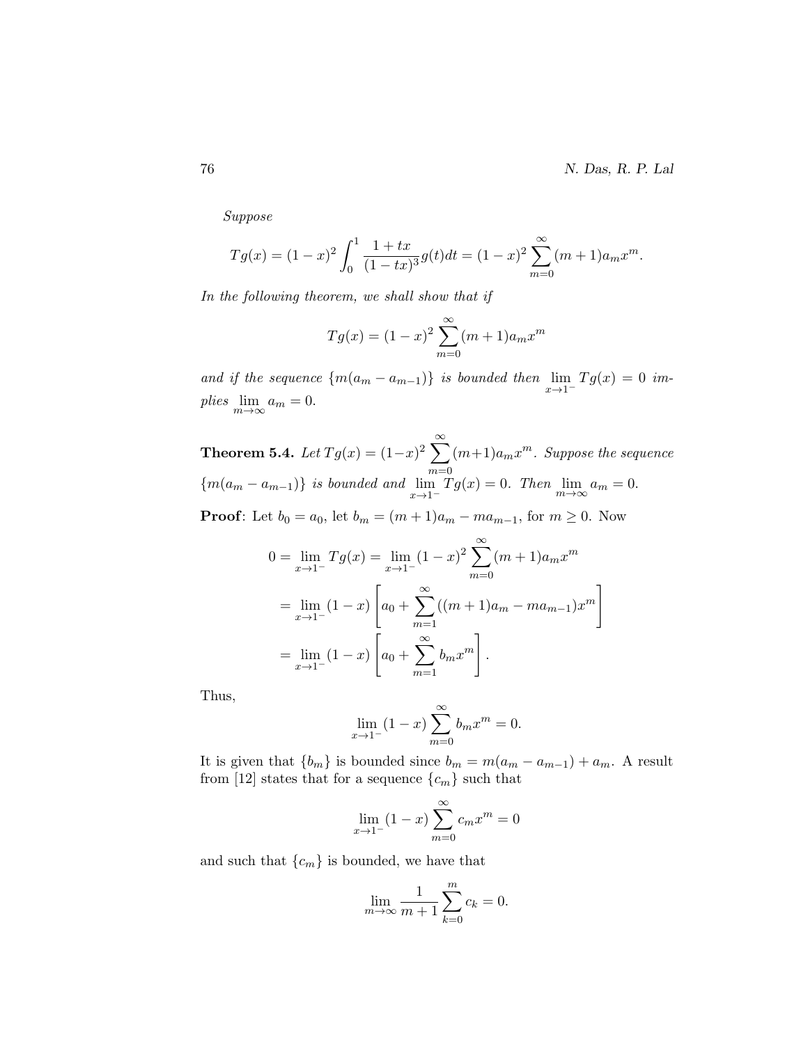*Suppose*

$$Tg(x) = (1-x)^2 \int_0^1 \frac{1+tx}{(1-tx)^3} g(t)dt = (1-x)^2 \sum_{m=0}^{\infty} (m+1)a_m x^m.$$

*In the following theorem, we shall show that if*

$$Tg(x) = (1-x)^2 \sum_{m=0}^{\infty} (m+1)a_m x^m$$

*and if the sequence* $\{m(a_m - a_{m-1})\}$ *is bounded then* $\lim_{x\to 1^-} Tg(x) = 0$ *implies* $\lim_{m\to\infty} a_m = 0$.

**Theorem 5.4.** *Let* $Tg(x) = (1-x)^2 \sum_{m=0}^{\infty} (m+1)a_m x^m$. *Suppose the sequence* $\{m(a_m - a_{m-1})\}$ *is bounded and* $\lim_{x\to 1^-} Tg(x) = 0$. *Then* $\lim_{m\to\infty} a_m = 0$.

**Proof**: Let $b_0 = a_0$, let $b_m = (m+1)a_m - ma_{m-1}$, for $m \geq 0$. Now

$$\begin{aligned}
0 = \lim_{x\to 1^-} Tg(x) &= \lim_{x\to 1^-} (1-x)^2 \sum_{m=0}^{\infty} (m+1)a_m x^m \\
&= \lim_{x\to 1^-} (1-x) \left[ a_0 + \sum_{m=1}^{\infty} ((m+1)a_m - ma_{m-1})x^m \right] \\
&= \lim_{x\to 1^-} (1-x) \left[ a_0 + \sum_{m=1}^{\infty} b_m x^m \right].
\end{aligned}$$

Thus,

$$\lim_{x\to 1^-} (1-x) \sum_{m=0}^{\infty} b_m x^m = 0.$$

It is given that $\{b_m\}$ is bounded since $b_m = m(a_m - a_{m-1}) + a_m$. A result from [12] states that for a sequence $\{c_m\}$ such that

$$\lim_{x\to 1^-} (1-x) \sum_{m=0}^{\infty} c_m x^m = 0$$

and such that $\{c_m\}$ is bounded, we have that

$$\lim_{m\to\infty} \frac{1}{m+1} \sum_{k=0}^{m} c_k = 0.$$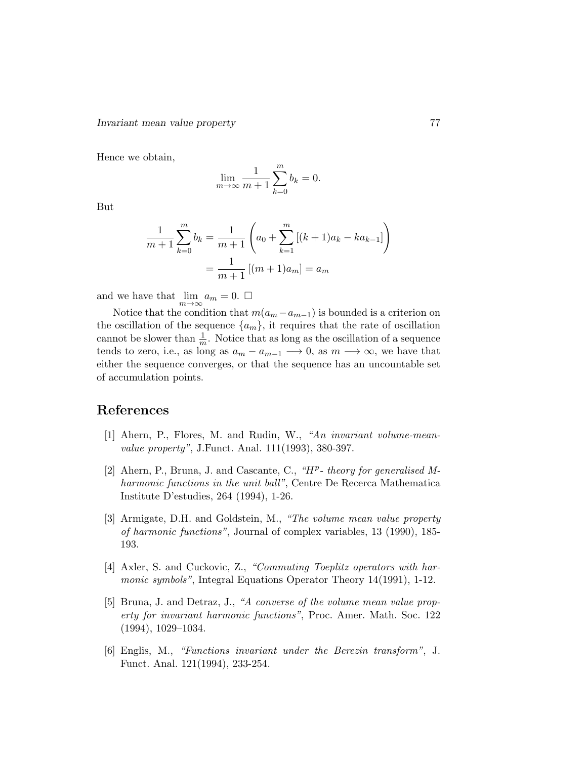Hence we obtain,

$$\lim_{m\to\infty} \frac{1}{m+1}\sum_{k=0}^{m} b_k = 0.$$

But

$$\begin{aligned}\frac{1}{m+1}\sum_{k=0}^{m} b_k &= \frac{1}{m+1}\left(a_0 + \sum_{k=1}^{m}\left[(k+1)a_k - ka_{k-1}\right]\right)\\ &= \frac{1}{m+1}\left[(m+1)a_m\right] = a_m\end{aligned}$$

and we have that $\lim\limits_{m\to\infty} a_m = 0$. $\square$

Notice that the condition that $m(a_m - a_{m-1})$ is bounded is a criterion on the oscillation of the sequence $\{a_m\}$, it requires that the rate of oscillation cannot be slower than $\frac{1}{m}$. Notice that as long as the oscillation of a sequence tends to zero, i.e., as long as $a_m - a_{m-1} \longrightarrow 0$, as $m \longrightarrow \infty$, we have that either the sequence converges, or that the sequence has an uncountable set of accumulation points.

## References

[1] Ahern, P., Flores, M. and Rudin, W., *"An invariant volume-mean-value property"*, J.Funct. Anal. 111(1993), 380-397.

[2] Ahern, P., Bruna, J. and Cascante, C., *"$H^p$- theory for generalised M-harmonic functions in the unit ball"*, Centre De Recerca Mathematica Institute D'estudies, 264 (1994), 1-26.

[3] Armigate, D.H. and Goldstein, M., *"The volume mean value property of harmonic functions"*, Journal of complex variables, 13 (1990), 185-193.

[4] Axler, S. and Cuckovic, Z., *"Commuting Toeplitz operators with harmonic symbols"*, Integral Equations Operator Theory 14(1991), 1-12.

[5] Bruna, J. and Detraz, J., *"A converse of the volume mean value property for invariant harmonic functions"*, Proc. Amer. Math. Soc. 122 (1994), 1029–1034.

[6] Englis, M., *"Functions invariant under the Berezin transform"*, J. Funct. Anal. 121(1994), 233-254.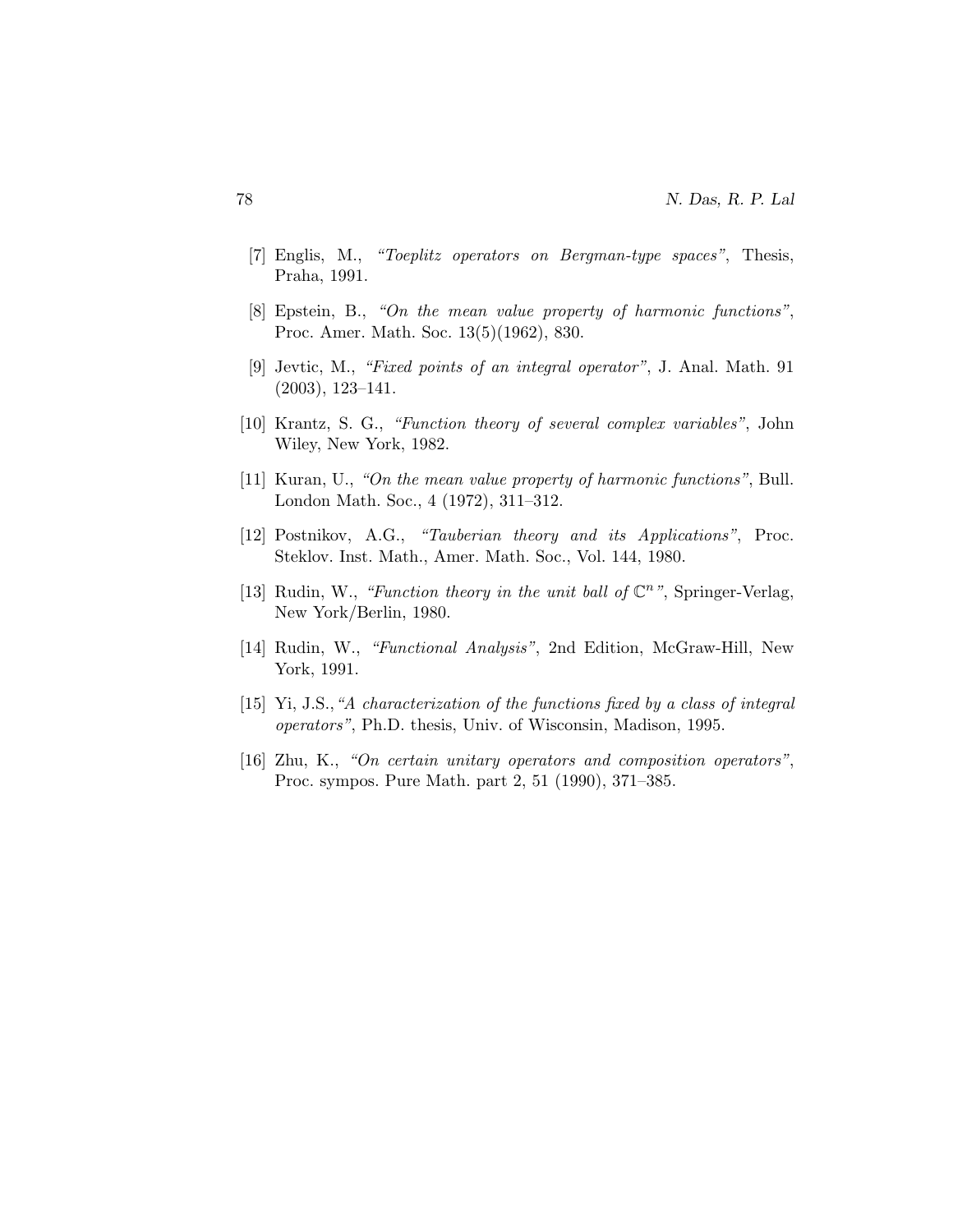[7] Englis, M., *"Toeplitz operators on Bergman-type spaces"*, Thesis, Praha, 1991.

[8] Epstein, B., *"On the mean value property of harmonic functions"*, Proc. Amer. Math. Soc. 13(5)(1962), 830.

[9] Jevtic, M., *"Fixed points of an integral operator"*, J. Anal. Math. 91 (2003), 123–141.

[10] Krantz, S. G., *"Function theory of several complex variables"*, John Wiley, New York, 1982.

[11] Kuran, U., *"On the mean value property of harmonic functions"*, Bull. London Math. Soc., 4 (1972), 311–312.

[12] Postnikov, A.G., *"Tauberian theory and its Applications"*, Proc. Steklov. Inst. Math., Amer. Math. Soc., Vol. 144, 1980.

[13] Rudin, W., *"Function theory in the unit ball of $\mathbb{C}^n$"*, Springer-Verlag, New York/Berlin, 1980.

[14] Rudin, W., *"Functional Analysis"*, 2nd Edition, McGraw-Hill, New York, 1991.

[15] Yi, J.S., *"A characterization of the functions fixed by a class of integral operators"*, Ph.D. thesis, Univ. of Wisconsin, Madison, 1995.

[16] Zhu, K., *"On certain unitary operators and composition operators"*, Proc. sympos. Pure Math. part 2, 51 (1990), 371–385.